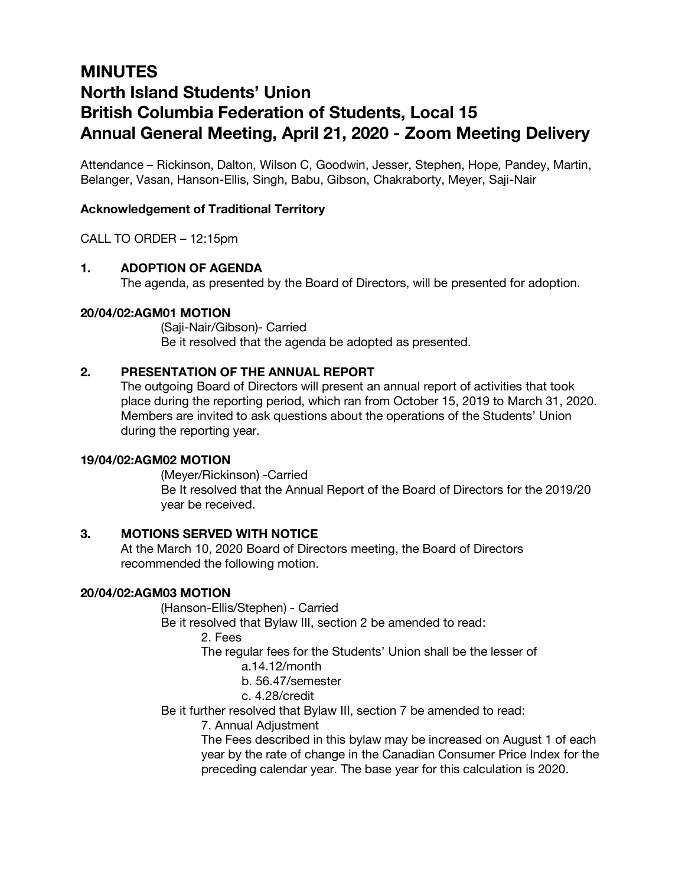# MINUTES

# North Island Students' Union
# British Columbia Federation of Students, Local 15
# Annual General Meeting, April 21, 2020 - Zoom Meeting Delivery

Attendance – Rickinson, Dalton, Wilson C, Goodwin, Jesser, Stephen, Hope, Pandey, Martin, Belanger, Vasan, Hanson-Ellis, Singh, Babu, Gibson, Chakraborty, Meyer, Saji-Nair

**Acknowledgement of Traditional Territory**

CALL TO ORDER – 12:15pm

### 1. ADOPTION OF AGENDA

The agenda, as presented by the Board of Directors, will be presented for adoption.

**20/04/02:AGM01 MOTION**

(Saji-Nair/Gibson)- Carried

Be it resolved that the agenda be adopted as presented.

### 2. PRESENTATION OF THE ANNUAL REPORT

The outgoing Board of Directors will present an annual report of activities that took place during the reporting period, which ran from October 15, 2019 to March 31, 2020. Members are invited to ask questions about the operations of the Students' Union during the reporting year.

**19/04/02:AGM02 MOTION**

(Meyer/Rickinson) -Carried

Be It resolved that the Annual Report of the Board of Directors for the 2019/20 year be received.

### 3. MOTIONS SERVED WITH NOTICE

At the March 10, 2020 Board of Directors meeting, the Board of Directors recommended the following motion.

**20/04/02:AGM03 MOTION**

(Hanson-Ellis/Stephen) - Carried

Be it resolved that Bylaw III, section 2 be amended to read:

2. Fees

The regular fees for the Students' Union shall be the lesser of

a.14.12/month

b. 56.47/semester

c. 4.28/credit

Be it further resolved that Bylaw III, section 7 be amended to read:

7. Annual Adjustment

The Fees described in this bylaw may be increased on August 1 of each year by the rate of change in the Canadian Consumer Price Index for the preceding calendar year. The base year for this calculation is 2020.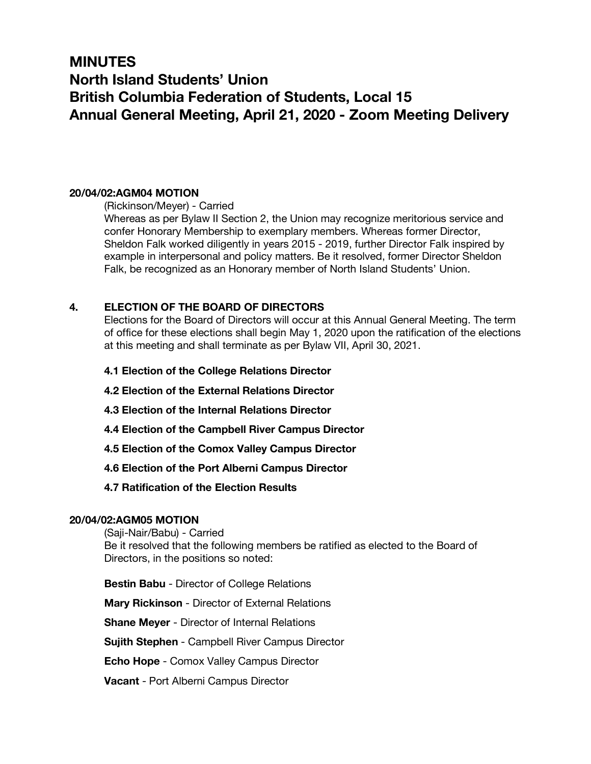# MINUTES
# North Island Students' Union
# British Columbia Federation of Students, Local 15
# Annual General Meeting, April 21, 2020 - Zoom Meeting Delivery

**20/04/02:AGM04 MOTION**

(Rickinson/Meyer) - Carried

Whereas as per Bylaw II Section 2, the Union may recognize meritorious service and confer Honorary Membership to exemplary members. Whereas former Director, Sheldon Falk worked diligently in years 2015 - 2019, further Director Falk inspired by example in interpersonal and policy matters. Be it resolved, former Director Sheldon Falk, be recognized as an Honorary member of North Island Students' Union.

**4. ELECTION OF THE BOARD OF DIRECTORS**

Elections for the Board of Directors will occur at this Annual General Meeting. The term of office for these elections shall begin May 1, 2020 upon the ratification of the elections at this meeting and shall terminate as per Bylaw VII, April 30, 2021.

**4.1 Election of the College Relations Director**

**4.2 Election of the External Relations Director**

**4.3 Election of the Internal Relations Director**

**4.4 Election of the Campbell River Campus Director**

**4.5 Election of the Comox Valley Campus Director**

**4.6 Election of the Port Alberni Campus Director**

**4.7 Ratification of the Election Results**

**20/04/02:AGM05 MOTION**

(Saji-Nair/Babu) - Carried

Be it resolved that the following members be ratified as elected to the Board of Directors, in the positions so noted:

**Bestin Babu** - Director of College Relations

**Mary Rickinson** - Director of External Relations

**Shane Meyer** - Director of Internal Relations

**Sujith Stephen** - Campbell River Campus Director

**Echo Hope** - Comox Valley Campus Director

**Vacant** - Port Alberni Campus Director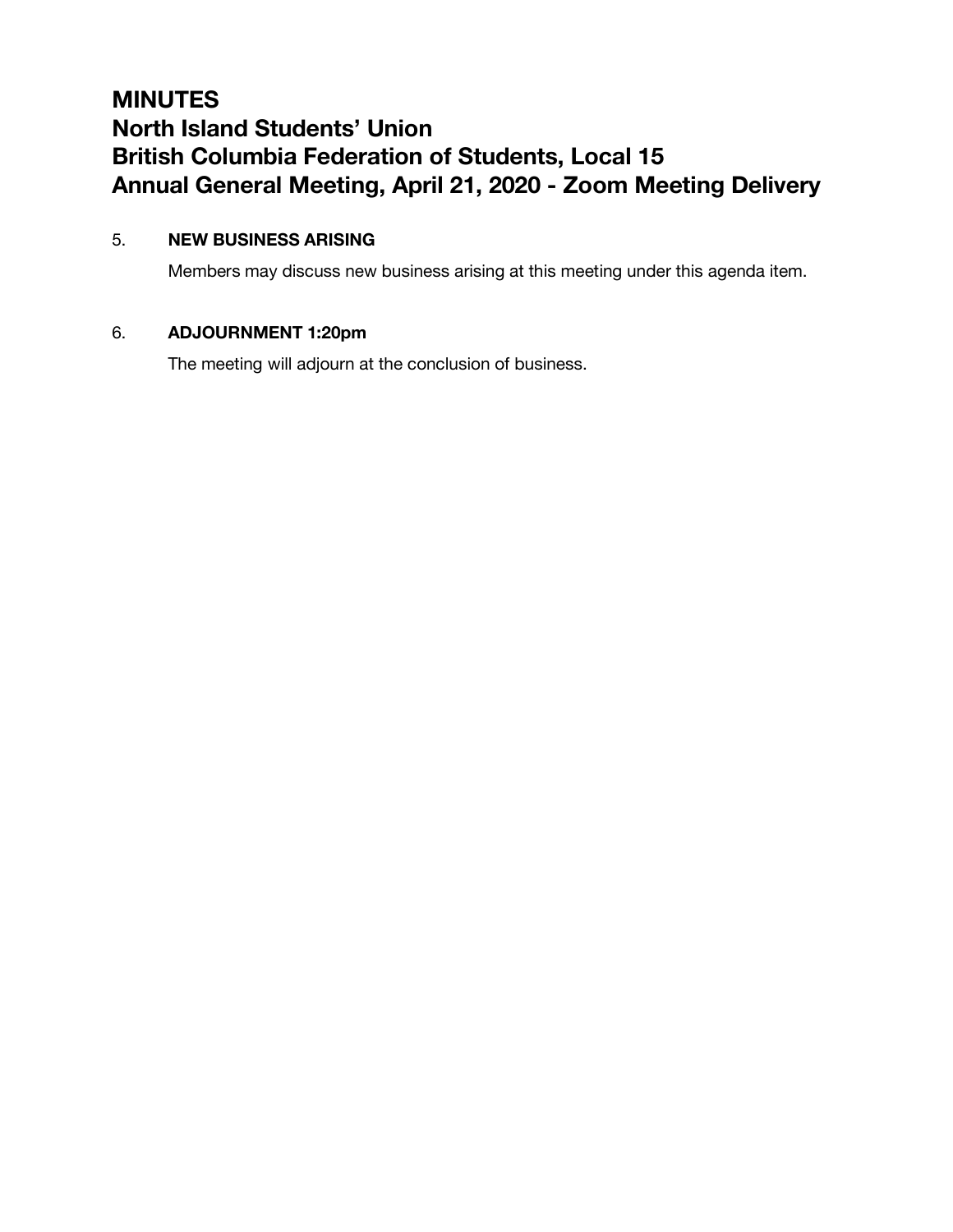# MINUTES
# North Island Students' Union
# British Columbia Federation of Students, Local 15
# Annual General Meeting, April 21, 2020 - Zoom Meeting Delivery

5. **NEW BUSINESS ARISING**

   Members may discuss new business arising at this meeting under this agenda item.

6. **ADJOURNMENT 1:20pm**

   The meeting will adjourn at the conclusion of business.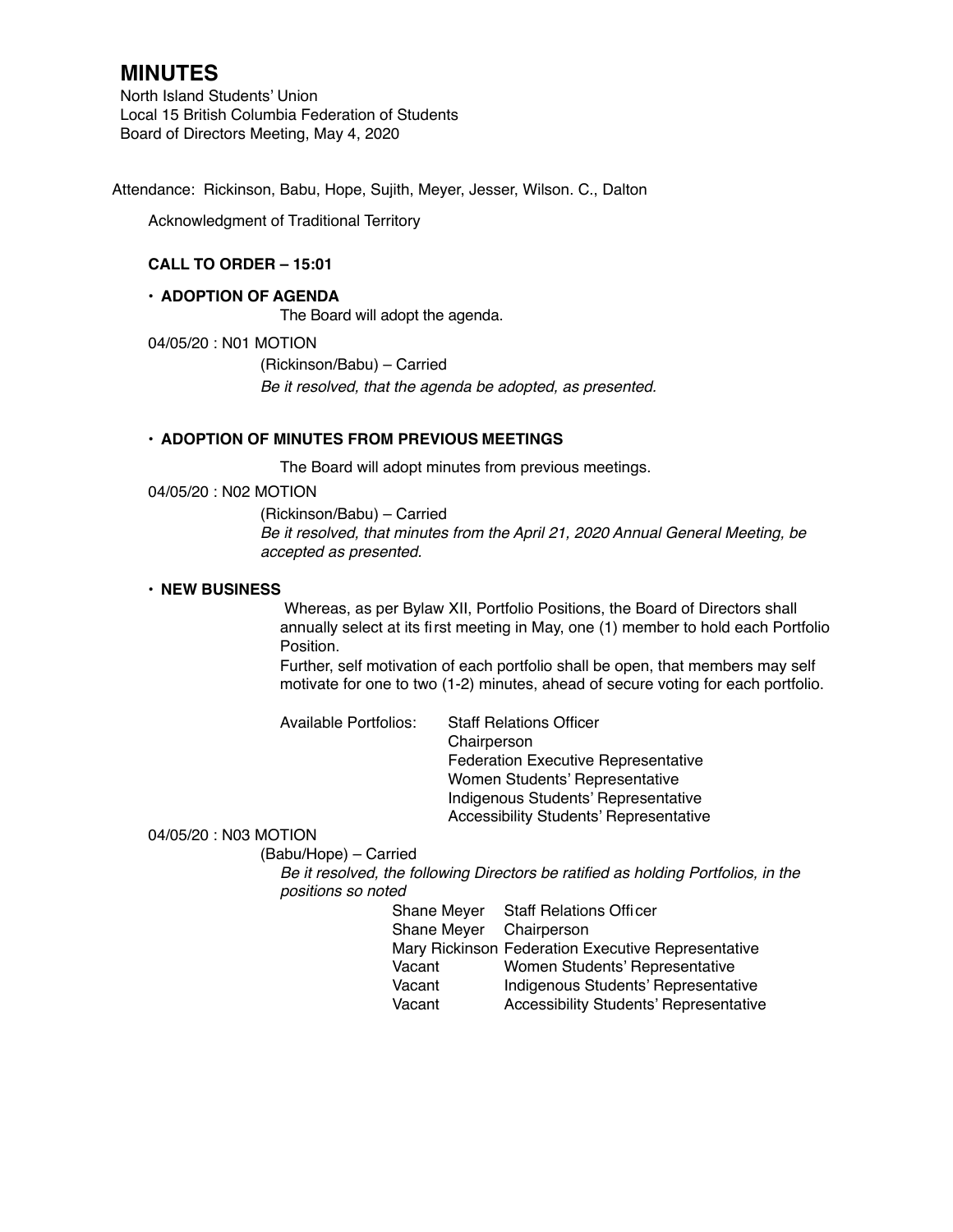# MINUTES

North Island Students' Union
Local 15 British Columbia Federation of Students
Board of Directors Meeting, May 4, 2020

Attendance: Rickinson, Babu, Hope, Sujith, Meyer, Jesser, Wilson. C., Dalton

Acknowledgment of Traditional Territory

**CALL TO ORDER – 15:01**

- **ADOPTION OF AGENDA**

  The Board will adopt the agenda.

04/05/20 : N01 MOTION

(Rickinson/Babu) – Carried

*Be it resolved, that the agenda be adopted, as presented.*

- **ADOPTION OF MINUTES FROM PREVIOUS MEETINGS**

  The Board will adopt minutes from previous meetings.

04/05/20 : N02 MOTION

(Rickinson/Babu) – Carried

*Be it resolved, that minutes from the April 21, 2020 Annual General Meeting, be accepted as presented.*

- **NEW BUSINESS**

  Whereas, as per Bylaw XII, Portfolio Positions, the Board of Directors shall annually select at its first meeting in May, one (1) member to hold each Portfolio Position.

  Further, self motivation of each portfolio shall be open, that members may self motivate for one to two (1-2) minutes, ahead of secure voting for each portfolio.

  Available Portfolios:
  - Staff Relations Officer
  - Chairperson
  - Federation Executive Representative
  - Women Students' Representative
  - Indigenous Students' Representative
  - Accessibility Students' Representative

04/05/20 : N03 MOTION

(Babu/Hope) – Carried

*Be it resolved, the following Directors be ratified as holding Portfolios, in the positions so noted*

| | |
|---|---|
| Shane Meyer | Staff Relations Officer |
| Shane Meyer | Chairperson |
| Mary Rickinson | Federation Executive Representative |
| Vacant | Women Students' Representative |
| Vacant | Indigenous Students' Representative |
| Vacant | Accessibility Students' Representative |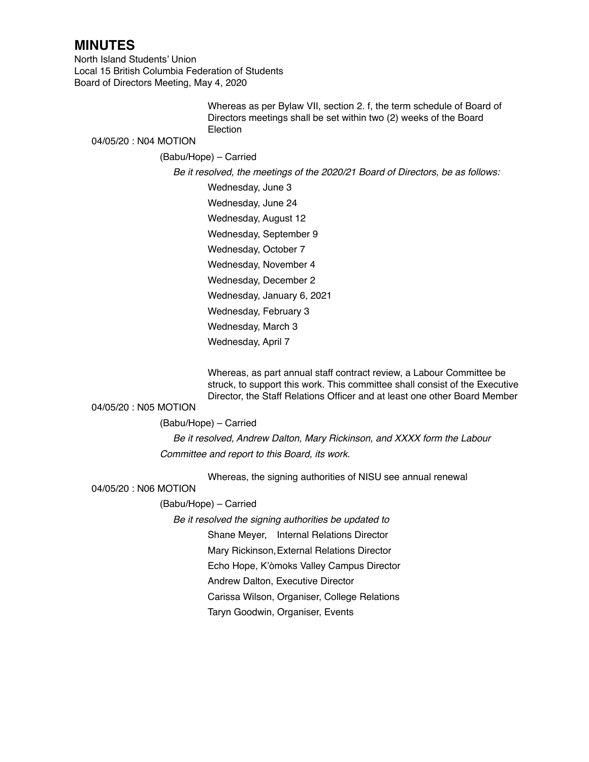# MINUTES

North Island Students' Union
Local 15 British Columbia Federation of Students
Board of Directors Meeting, May 4, 2020

Whereas as per Bylaw VII, section 2. f, the term schedule of Board of Directors meetings shall be set within two (2) weeks of the Board Election

04/05/20 : N04 MOTION

(Babu/Hope) – Carried

*Be it resolved, the meetings of the 2020/21 Board of Directors, be as follows:*

Wednesday, June 3
Wednesday, June 24
Wednesday, August 12
Wednesday, September 9
Wednesday, October 7
Wednesday, November 4
Wednesday, December 2
Wednesday, January 6, 2021
Wednesday, February 3
Wednesday, March 3
Wednesday, April 7

Whereas, as part annual staff contract review, a Labour Committee be struck, to support this work. This committee shall consist of the Executive Director, the Staff Relations Officer and at least one other Board Member

04/05/20 : N05 MOTION

(Babu/Hope) – Carried

*Be it resolved, Andrew Dalton, Mary Rickinson, and XXXX form the Labour Committee and report to this Board, its work.*

Whereas, the signing authorities of NISU see annual renewal

04/05/20 : N06 MOTION

(Babu/Hope) – Carried

*Be it resolved the signing authorities be updated to*

Shane Meyer, Internal Relations Director
Mary Rickinson, External Relations Director
Echo Hope, K'òmoks Valley Campus Director
Andrew Dalton, Executive Director
Carissa Wilson, Organiser, College Relations
Taryn Goodwin, Organiser, Events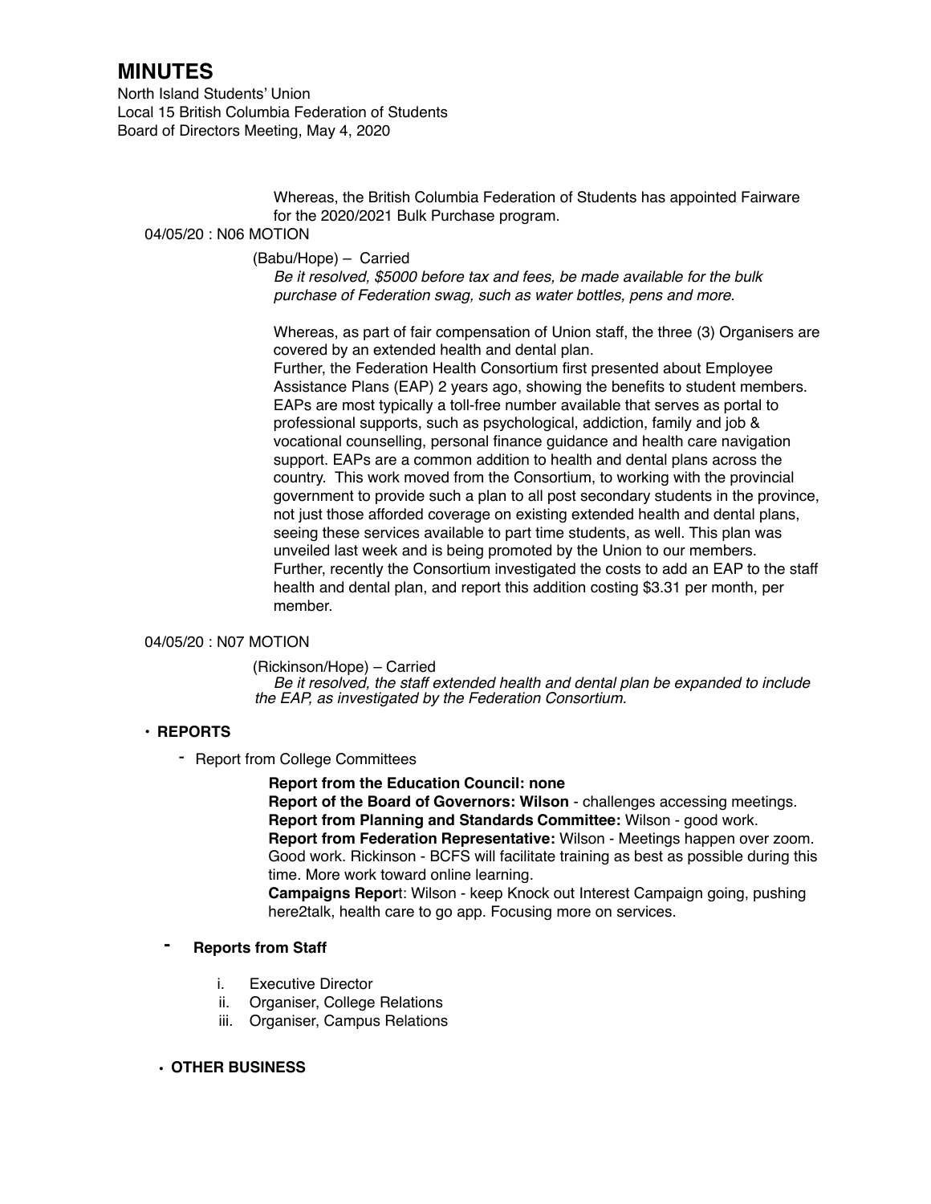# MINUTES

North Island Students' Union
Local 15 British Columbia Federation of Students
Board of Directors Meeting, May 4, 2020

Whereas, the British Columbia Federation of Students has appointed Fairware for the 2020/2021 Bulk Purchase program.

04/05/20 : N06 MOTION

(Babu/Hope) – Carried

*Be it resolved, $5000 before tax and fees, be made available for the bulk purchase of Federation swag, such as water bottles, pens and more.*

Whereas, as part of fair compensation of Union staff, the three (3) Organisers are covered by an extended health and dental plan.

Further, the Federation Health Consortium first presented about Employee Assistance Plans (EAP) 2 years ago, showing the benefits to student members. EAPs are most typically a toll-free number available that serves as portal to professional supports, such as psychological, addiction, family and job & vocational counselling, personal finance guidance and health care navigation support. EAPs are a common addition to health and dental plans across the country. This work moved from the Consortium, to working with the provincial government to provide such a plan to all post secondary students in the province, not just those afforded coverage on existing extended health and dental plans, seeing these services available to part time students, as well. This plan was unveiled last week and is being promoted by the Union to our members.

Further, recently the Consortium investigated the costs to add an EAP to the staff health and dental plan, and report this addition costing $3.31 per month, per member.

04/05/20 : N07 MOTION

(Rickinson/Hope) – Carried

*Be it resolved, the staff extended health and dental plan be expanded to include the EAP, as investigated by the Federation Consortium.*

- **REPORTS**
  - Report from College Committees

    **Report from the Education Council: none**

    **Report of the Board of Governors: Wilson** - challenges accessing meetings.

    **Report from Planning and Standards Committee:** Wilson - good work.

    **Report from Federation Representative:** Wilson - Meetings happen over zoom. Good work. Rickinson - BCFS will facilitate training as best as possible during this time. More work toward online learning.

    **Campaigns Repor**t: Wilson - keep Knock out Interest Campaign going, pushing here2talk, health care to go app. Focusing more on services.

  - **Reports from Staff**

    i. Executive Director
    ii. Organiser, College Relations
    iii. Organiser, Campus Relations

- **OTHER BUSINESS**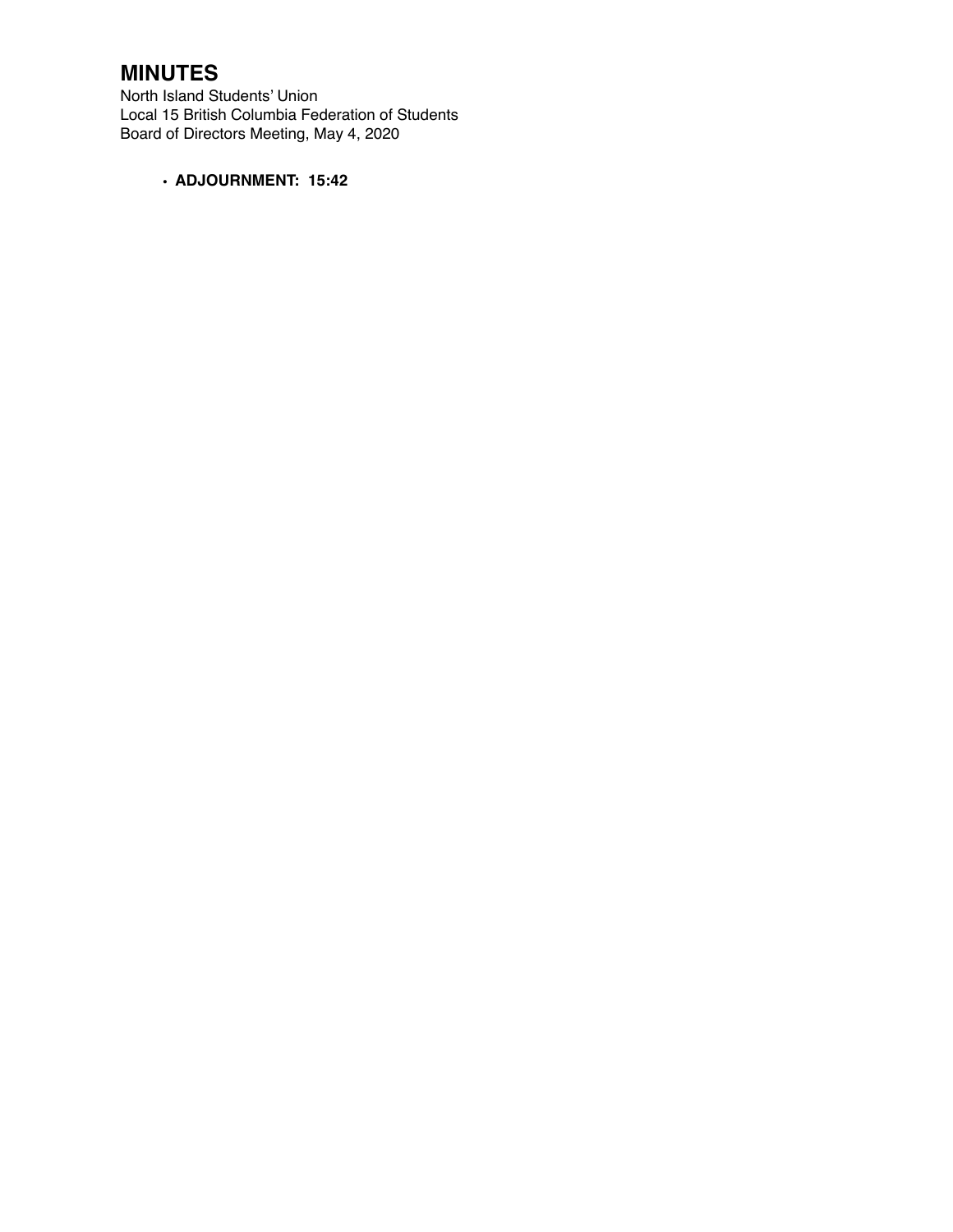# MINUTES

North Island Students' Union
Local 15 British Columbia Federation of Students
Board of Directors Meeting, May 4, 2020

- **ADJOURNMENT: 15:42**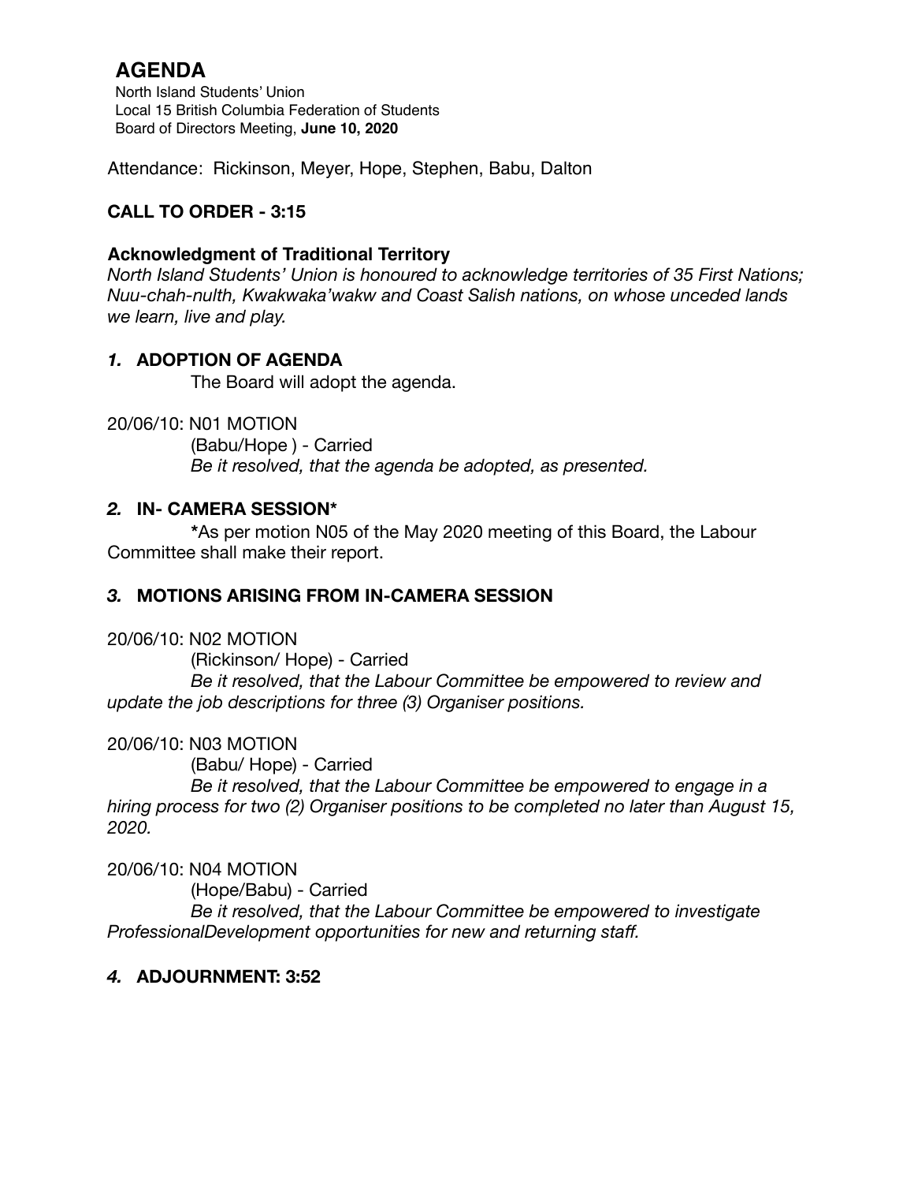# AGENDA

North Island Students' Union
Local 15 British Columbia Federation of Students
Board of Directors Meeting, **June 10, 2020**

Attendance: Rickinson, Meyer, Hope, Stephen, Babu, Dalton

**CALL TO ORDER - 3:15**

**Acknowledgment of Traditional Territory**

*North Island Students' Union is honoured to acknowledge territories of 35 First Nations; Nuu-chah-nulth, Kwakwaka'wakw and Coast Salish nations, on whose unceded lands we learn, live and play.*

## *1.* ADOPTION OF AGENDA

The Board will adopt the agenda.

20/06/10: N01 MOTION

(Babu/Hope ) - Carried

*Be it resolved, that the agenda be adopted, as presented.*

## *2.* IN- CAMERA SESSION*

**\***As per motion N05 of the May 2020 meeting of this Board, the Labour Committee shall make their report.

## *3.* MOTIONS ARISING FROM IN-CAMERA SESSION

20/06/10: N02 MOTION

(Rickinson/ Hope) - Carried

*Be it resolved, that the Labour Committee be empowered to review and update the job descriptions for three (3) Organiser positions.*

20/06/10: N03 MOTION

(Babu/ Hope) - Carried

*Be it resolved, that the Labour Committee be empowered to engage in a hiring process for two (2) Organiser positions to be completed no later than August 15, 2020.*

20/06/10: N04 MOTION

(Hope/Babu) - Carried

*Be it resolved, that the Labour Committee be empowered to investigate ProfessionalDevelopment opportunities for new and returning staff.*

## *4.* ADJOURNMENT: 3:52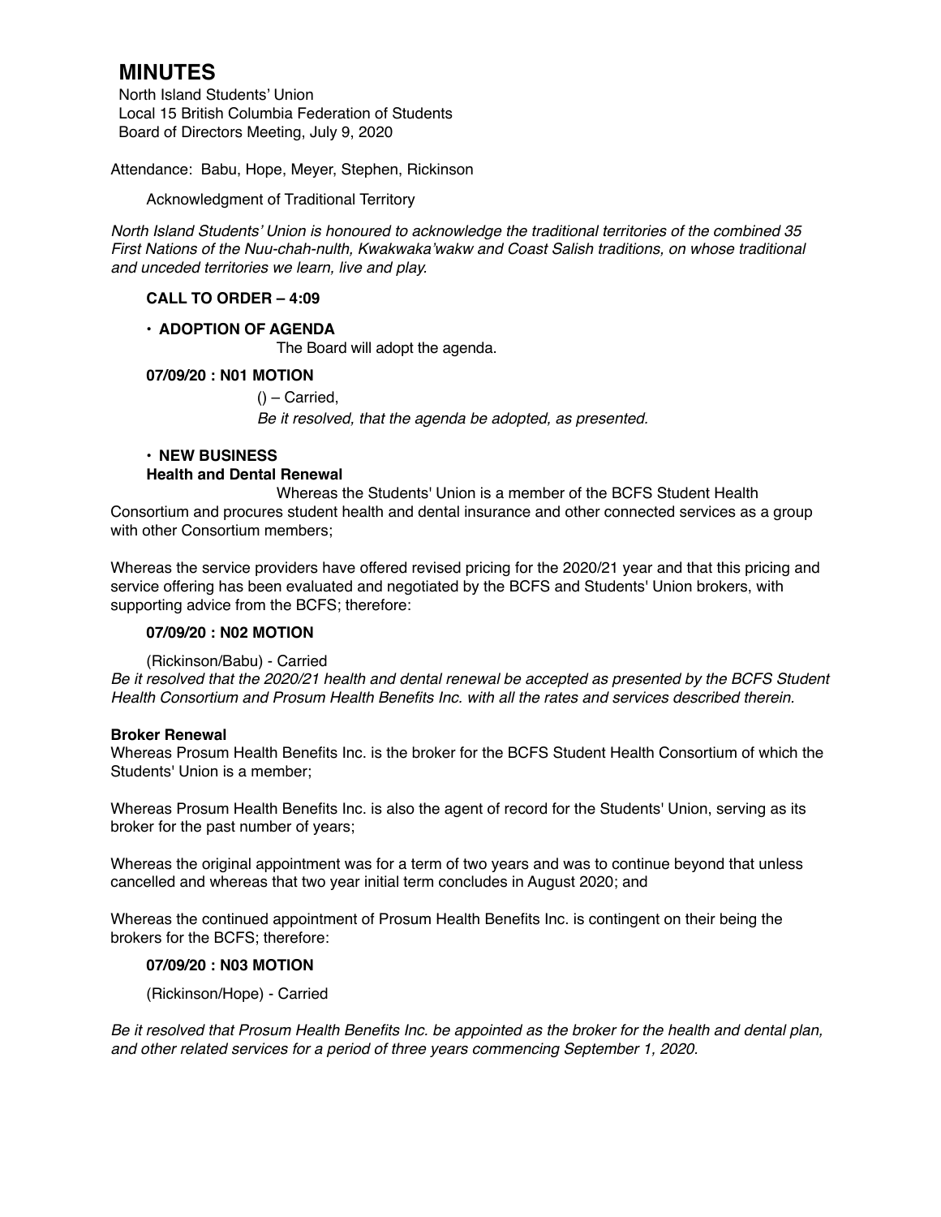# MINUTES

North Island Students' Union
Local 15 British Columbia Federation of Students
Board of Directors Meeting, July 9, 2020

Attendance: Babu, Hope, Meyer, Stephen, Rickinson

Acknowledgment of Traditional Territory

*North Island Students' Union is honoured to acknowledge the traditional territories of the combined 35 First Nations of the Nuu-chah-nulth, Kwakwaka'wakw and Coast Salish traditions, on whose traditional and unceded territories we learn, live and play.*

**CALL TO ORDER – 4:09**

- **ADOPTION OF AGENDA**

The Board will adopt the agenda.

**07/09/20 : N01 MOTION**

() – Carried,

*Be it resolved, that the agenda be adopted, as presented.*

- **NEW BUSINESS**

**Health and Dental Renewal**

Whereas the Students' Union is a member of the BCFS Student Health Consortium and procures student health and dental insurance and other connected services as a group with other Consortium members;

Whereas the service providers have offered revised pricing for the 2020/21 year and that this pricing and service offering has been evaluated and negotiated by the BCFS and Students' Union brokers, with supporting advice from the BCFS; therefore:

**07/09/20 : N02 MOTION**

(Rickinson/Babu) - Carried

*Be it resolved that the 2020/21 health and dental renewal be accepted as presented by the BCFS Student Health Consortium and Prosum Health Benefits Inc. with all the rates and services described therein.*

**Broker Renewal**

Whereas Prosum Health Benefits Inc. is the broker for the BCFS Student Health Consortium of which the Students' Union is a member;

Whereas Prosum Health Benefits Inc. is also the agent of record for the Students' Union, serving as its broker for the past number of years;

Whereas the original appointment was for a term of two years and was to continue beyond that unless cancelled and whereas that two year initial term concludes in August 2020; and

Whereas the continued appointment of Prosum Health Benefits Inc. is contingent on their being the brokers for the BCFS; therefore:

**07/09/20 : N03 MOTION**

(Rickinson/Hope) - Carried

*Be it resolved that Prosum Health Benefits Inc. be appointed as the broker for the health and dental plan, and other related services for a period of three years commencing September 1, 2020*.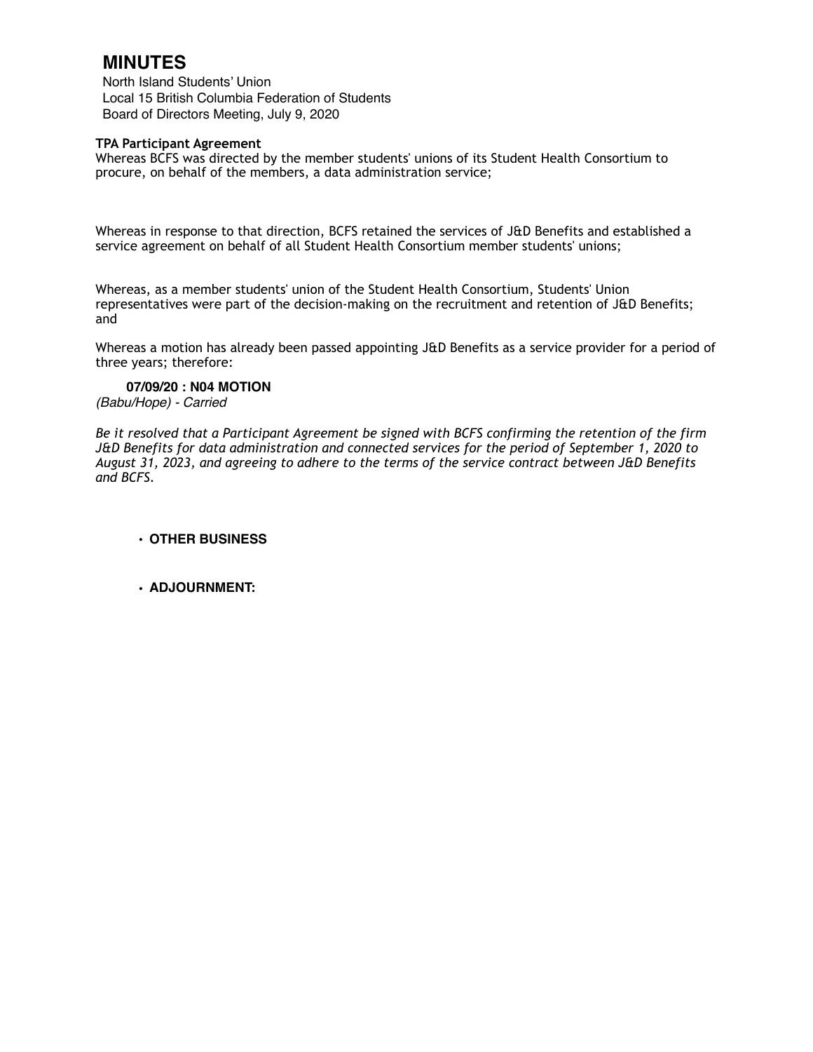# MINUTES

North Island Students' Union
Local 15 British Columbia Federation of Students
Board of Directors Meeting, July 9, 2020

**TPA Participant Agreement**

Whereas BCFS was directed by the member students' unions of its Student Health Consortium to procure, on behalf of the members, a data administration service;

Whereas in response to that direction, BCFS retained the services of J&D Benefits and established a service agreement on behalf of all Student Health Consortium member students' unions;

Whereas, as a member students' union of the Student Health Consortium, Students' Union representatives were part of the decision-making on the recruitment and retention of J&D Benefits; and

Whereas a motion has already been passed appointing J&D Benefits as a service provider for a period of three years; therefore:

**07/09/20 : N04 MOTION**

*(Babu/Hope) - Carried*

*Be it resolved that a Participant Agreement be signed with BCFS confirming the retention of the firm J&D Benefits for data administration and connected services for the period of September 1, 2020 to August 31, 2023, and agreeing to adhere to the terms of the service contract between J&D Benefits and BCFS.*

- **OTHER BUSINESS**

- **ADJOURNMENT:**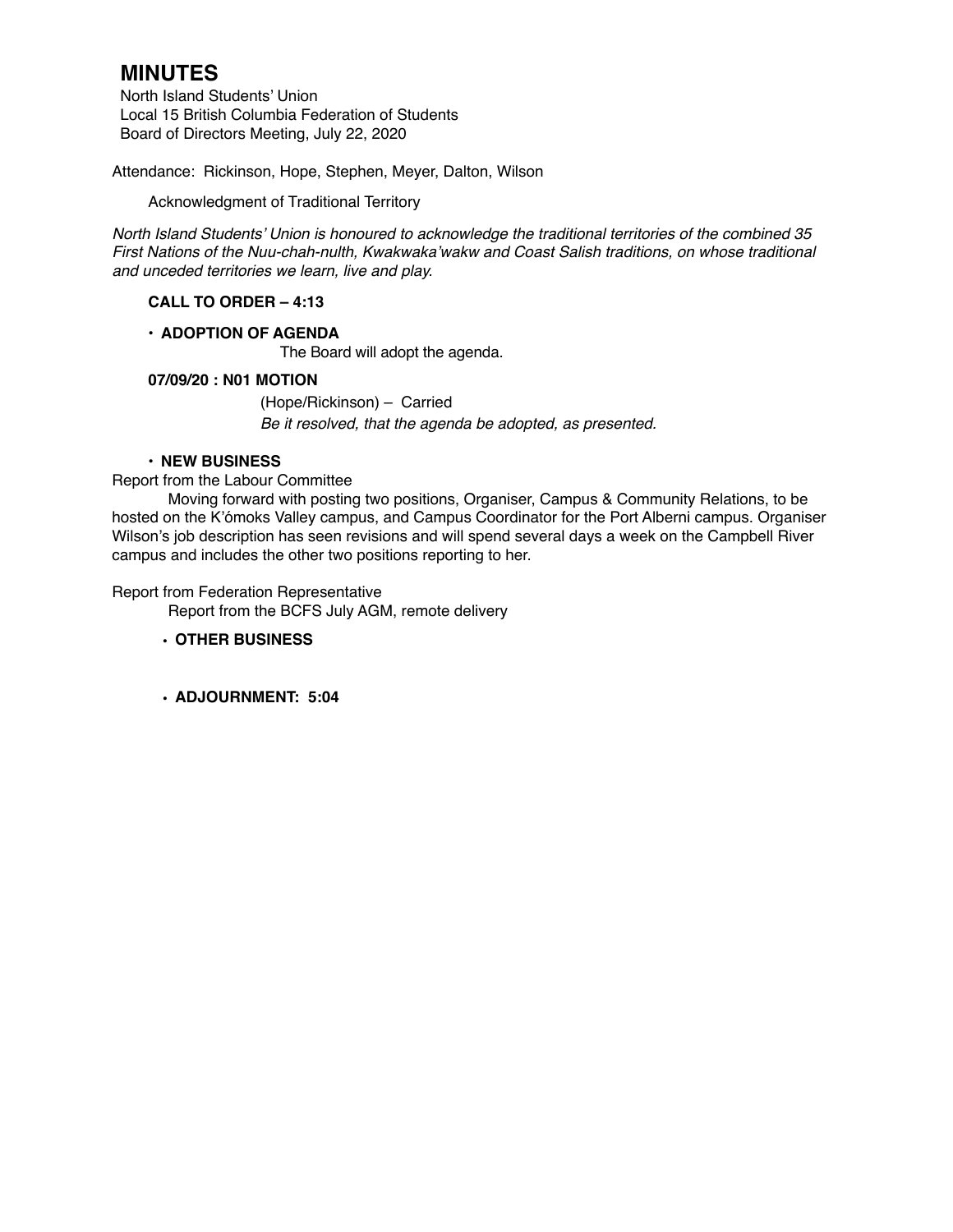# MINUTES

North Island Students' Union
Local 15 British Columbia Federation of Students
Board of Directors Meeting, July 22, 2020

Attendance: Rickinson, Hope, Stephen, Meyer, Dalton, Wilson

Acknowledgment of Traditional Territory

*North Island Students' Union is honoured to acknowledge the traditional territories of the combined 35 First Nations of the Nuu-chah-nulth, Kwakwaka'wakw and Coast Salish traditions, on whose traditional and unceded territories we learn, live and play.*

**CALL TO ORDER – 4:13**

- **ADOPTION OF AGENDA**
  The Board will adopt the agenda.

**07/09/20 : N01 MOTION**

(Hope/Rickinson) – Carried
*Be it resolved, that the agenda be adopted, as presented.*

- **NEW BUSINESS**

Report from the Labour Committee

Moving forward with posting two positions, Organiser, Campus & Community Relations, to be hosted on the K'ómoks Valley campus, and Campus Coordinator for the Port Alberni campus. Organiser Wilson's job description has seen revisions and will spend several days a week on the Campbell River campus and includes the other two positions reporting to her.

Report from Federation Representative

Report from the BCFS July AGM, remote delivery

- **OTHER BUSINESS**

- **ADJOURNMENT: 5:04**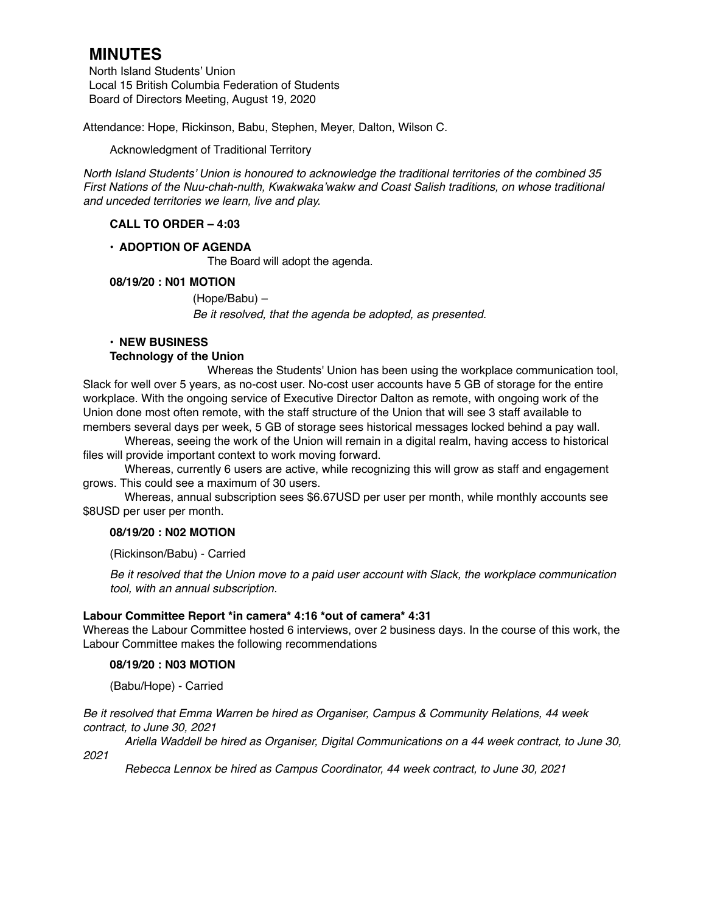# MINUTES

North Island Students' Union
Local 15 British Columbia Federation of Students
Board of Directors Meeting, August 19, 2020

Attendance: Hope, Rickinson, Babu, Stephen, Meyer, Dalton, Wilson C.

Acknowledgment of Traditional Territory

*North Island Students' Union is honoured to acknowledge the traditional territories of the combined 35 First Nations of the Nuu-chah-nulth, Kwakwaka'wakw and Coast Salish traditions, on whose traditional and unceded territories we learn, live and play.*

**CALL TO ORDER – 4:03**

- **ADOPTION OF AGENDA**

The Board will adopt the agenda.

**08/19/20 : N01 MOTION**

(Hope/Babu) –
*Be it resolved, that the agenda be adopted, as presented.*

- **NEW BUSINESS**

**Technology of the Union**

Whereas the Students' Union has been using the workplace communication tool, Slack for well over 5 years, as no-cost user. No-cost user accounts have 5 GB of storage for the entire workplace. With the ongoing service of Executive Director Dalton as remote, with ongoing work of the Union done most often remote, with the staff structure of the Union that will see 3 staff available to members several days per week, 5 GB of storage sees historical messages locked behind a pay wall.

Whereas, seeing the work of the Union will remain in a digital realm, having access to historical files will provide important context to work moving forward.

Whereas, currently 6 users are active, while recognizing this will grow as staff and engagement grows. This could see a maximum of 30 users.

Whereas, annual subscription sees $6.67USD per user per month, while monthly accounts see $8USD per user per month.

**08/19/20 : N02 MOTION**

(Rickinson/Babu) - Carried

*Be it resolved that the Union move to a paid user account with Slack, the workplace communication tool, with an annual subscription.*

**Labour Committee Report *in camera* 4:16 *out of camera* 4:31**

Whereas the Labour Committee hosted 6 interviews, over 2 business days. In the course of this work, the Labour Committee makes the following recommendations

**08/19/20 : N03 MOTION**

(Babu/Hope) - Carried

*Be it resolved that Emma Warren be hired as Organiser, Campus & Community Relations, 44 week contract, to June 30, 2021*

*Ariella Waddell be hired as Organiser, Digital Communications on a 44 week contract, to June 30, 2021*

*Rebecca Lennox be hired as Campus Coordinator, 44 week contract, to June 30, 2021*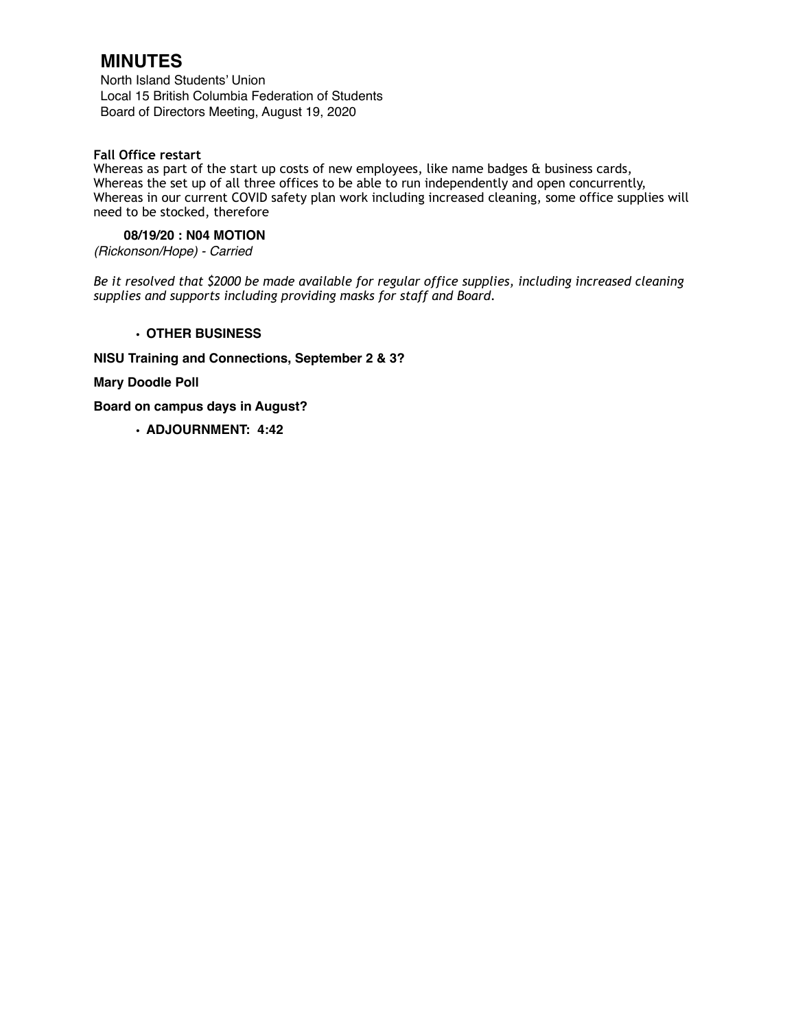# MINUTES

North Island Students' Union
Local 15 British Columbia Federation of Students
Board of Directors Meeting, August 19, 2020

**Fall Office restart**
Whereas as part of the start up costs of new employees, like name badges & business cards,
Whereas the set up of all three offices to be able to run independently and open concurrently,
Whereas in our current COVID safety plan work including increased cleaning, some office supplies will need to be stocked, therefore

**08/19/20 : N04 MOTION**
*(Rickonson/Hope) - Carried*

*Be it resolved that $2000 be made available for regular office supplies, including increased cleaning supplies and supports including providing masks for staff and Board.*

- **OTHER BUSINESS**

**NISU Training and Connections, September 2 & 3?**

**Mary Doodle Poll**

**Board on campus days in August?**

- **ADJOURNMENT: 4:42**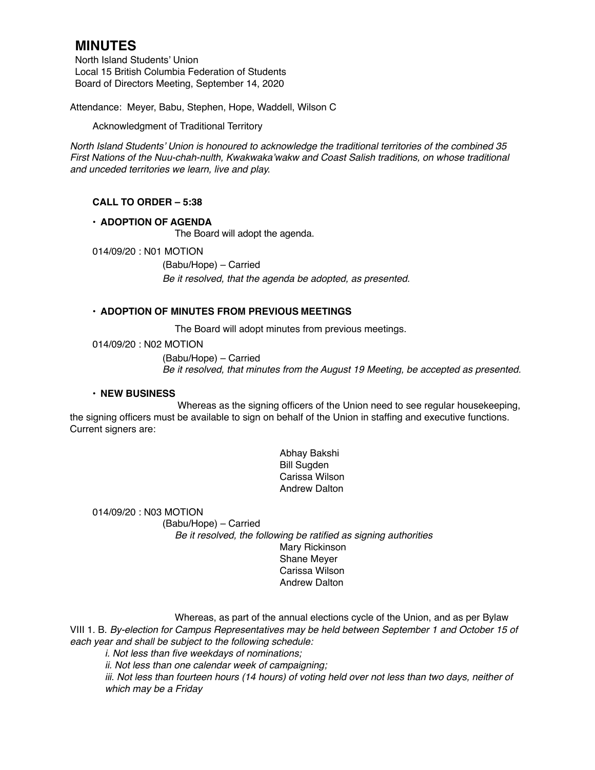# MINUTES

North Island Students' Union
Local 15 British Columbia Federation of Students
Board of Directors Meeting, September 14, 2020

Attendance: Meyer, Babu, Stephen, Hope, Waddell, Wilson C

Acknowledgment of Traditional Territory

*North Island Students' Union is honoured to acknowledge the traditional territories of the combined 35 First Nations of the Nuu-chah-nulth, Kwakwaka'wakw and Coast Salish traditions, on whose traditional and unceded territories we learn, live and play.*

**CALL TO ORDER – 5:38**

- **ADOPTION OF AGENDA**

The Board will adopt the agenda.

014/09/20 : N01 MOTION

(Babu/Hope) – Carried

*Be it resolved, that the agenda be adopted, as presented.*

- **ADOPTION OF MINUTES FROM PREVIOUS MEETINGS**

The Board will adopt minutes from previous meetings.

014/09/20 : N02 MOTION

(Babu/Hope) – Carried

*Be it resolved, that minutes from the August 19 Meeting, be accepted as presented.*

- **NEW BUSINESS**

Whereas as the signing officers of the Union need to see regular housekeeping, the signing officers must be available to sign on behalf of the Union in staffing and executive functions. Current signers are:

Abhay Bakshi
Bill Sugden
Carissa Wilson
Andrew Dalton

014/09/20 : N03 MOTION

(Babu/Hope) – Carried

*Be it resolved, the following be ratified as signing authorities*

Mary Rickinson
Shane Meyer
Carissa Wilson
Andrew Dalton

Whereas, as part of the annual elections cycle of the Union, and as per Bylaw VIII 1. B. *By-election for Campus Representatives may be held between September 1 and October 15 of each year and shall be subject to the following schedule:*

*i. Not less than five weekdays of nominations;*

*ii. Not less than one calendar week of campaigning;*

*iii. Not less than fourteen hours (14 hours) of voting held over not less than two days, neither of which may be a Friday*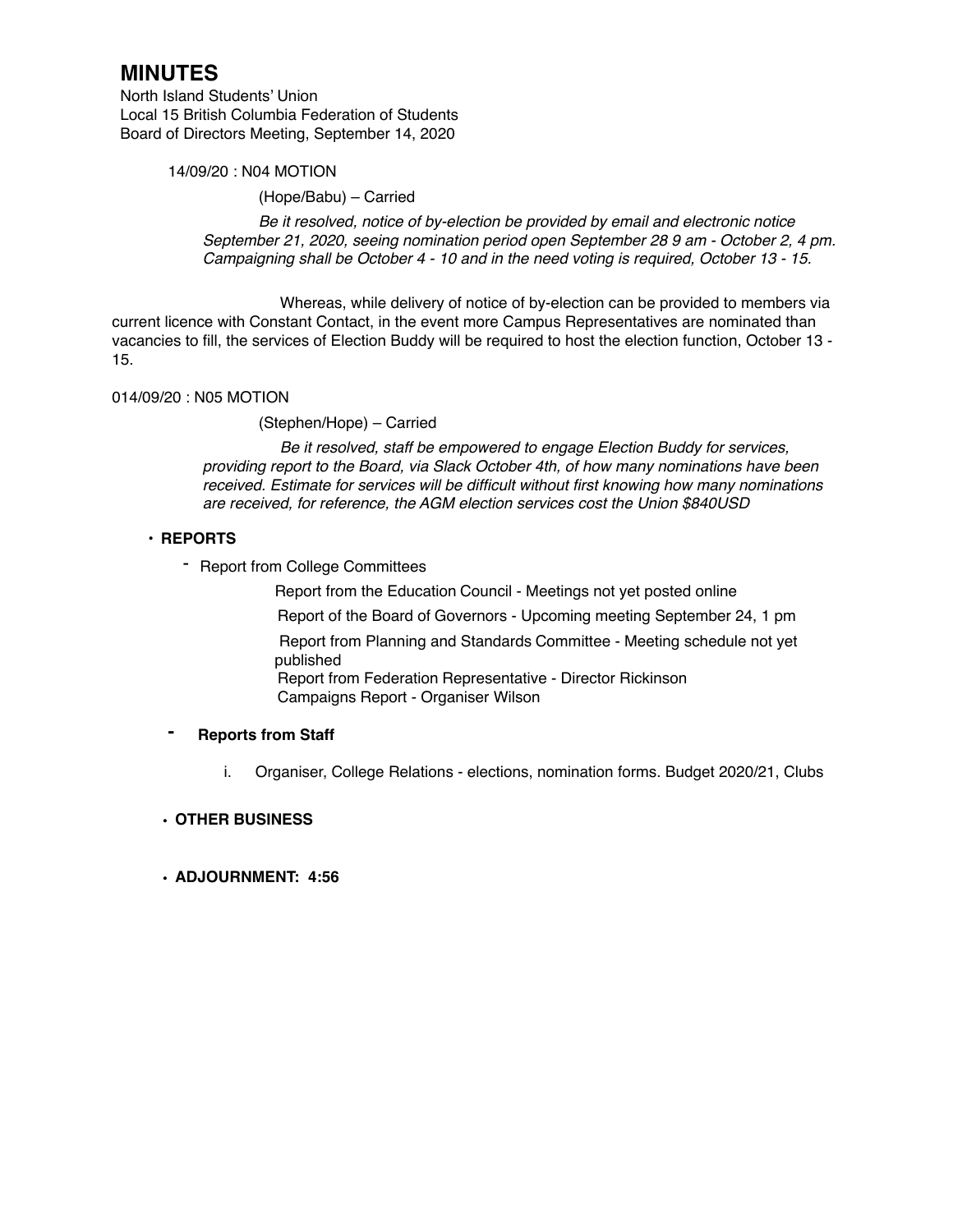# MINUTES

North Island Students' Union
Local 15 British Columbia Federation of Students
Board of Directors Meeting, September 14, 2020

14/09/20 : N04 MOTION

(Hope/Babu) – Carried

*Be it resolved, notice of by-election be provided by email and electronic notice September 21, 2020, seeing nomination period open September 28 9 am - October 2, 4 pm. Campaigning shall be October 4 - 10 and in the need voting is required, October 13 - 15.*

Whereas, while delivery of notice of by-election can be provided to members via current licence with Constant Contact, in the event more Campus Representatives are nominated than vacancies to fill, the services of Election Buddy will be required to host the election function, October 13 - 15.

014/09/20 : N05 MOTION

(Stephen/Hope) – Carried

*Be it resolved, staff be empowered to engage Election Buddy for services, providing report to the Board, via Slack October 4th, of how many nominations have been received. Estimate for services will be difficult without first knowing how many nominations are received, for reference, the AGM election services cost the Union $840USD*

- **REPORTS**
  - Report from College Committees

    Report from the Education Council - Meetings not yet posted online

    Report of the Board of Governors - Upcoming meeting September 24, 1 pm

    Report from Planning and Standards Committee - Meeting schedule not yet published

    Report from Federation Representative - Director Rickinson

    Campaigns Report - Organiser Wilson

  - **Reports from Staff**

    i. Organiser, College Relations - elections, nomination forms. Budget 2020/21, Clubs

- **OTHER BUSINESS**

- **ADJOURNMENT: 4:56**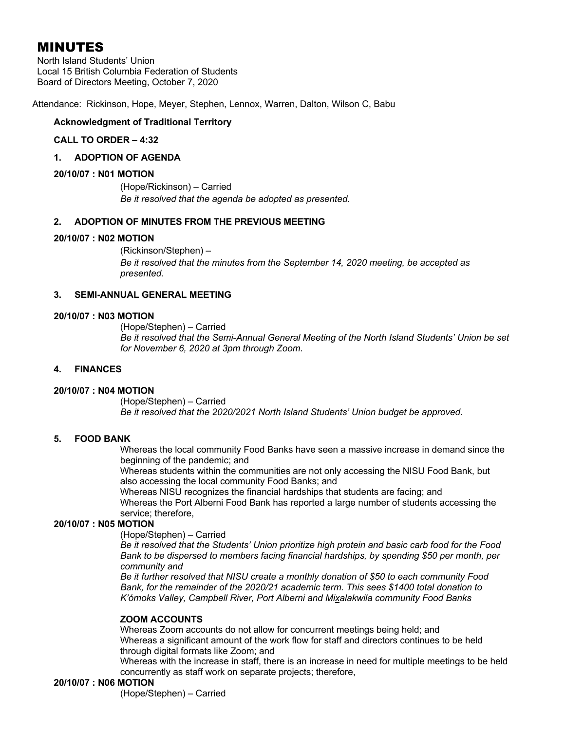# MINUTES

North Island Students' Union
Local 15 British Columbia Federation of Students
Board of Directors Meeting, October 7, 2020

Attendance: Rickinson, Hope, Meyer, Stephen, Lennox, Warren, Dalton, Wilson C, Babu

**Acknowledgment of Traditional Territory**

**CALL TO ORDER – 4:32**

**1. ADOPTION OF AGENDA**

**20/10/07 : N01 MOTION**

(Hope/Rickinson) – Carried
*Be it resolved that the agenda be adopted as presented.*

**2. ADOPTION OF MINUTES FROM THE PREVIOUS MEETING**

**20/10/07 : N02 MOTION**

(Rickinson/Stephen) –
*Be it resolved that the minutes from the September 14, 2020 meeting, be accepted as presented.*

**3. SEMI-ANNUAL GENERAL MEETING**

**20/10/07 : N03 MOTION**

(Hope/Stephen) – Carried
*Be it resolved that the Semi-Annual General Meeting of the North Island Students' Union be set for November 6, 2020 at 3pm through Zoom*.

**4. FINANCES**

**20/10/07 : N04 MOTION**

(Hope/Stephen) – Carried
*Be it resolved that the 2020/2021 North Island Students' Union budget be approved.*

**5. FOOD BANK**

Whereas the local community Food Banks have seen a massive increase in demand since the beginning of the pandemic; and
Whereas students within the communities are not only accessing the NISU Food Bank, but also accessing the local community Food Banks; and
Whereas NISU recognizes the financial hardships that students are facing; and
Whereas the Port Alberni Food Bank has reported a large number of students accessing the service; therefore,

**20/10/07 : N05 MOTION**

(Hope/Stephen) – Carried
*Be it resolved that the Students' Union prioritize high protein and basic carb food for the Food Bank to be dispersed to members facing financial hardships, by spending $50 per month, per community and*
*Be it further resolved that NISU create a monthly donation of $50 to each community Food Bank, for the remainder of the 2020/21 academic term. This sees $1400 total donation to K'ómoks Valley, Campbell River, Port Alberni and Mix̲alakwila community Food Banks*

**ZOOM ACCOUNTS**

Whereas Zoom accounts do not allow for concurrent meetings being held; and
Whereas a significant amount of the work flow for staff and directors continues to be held through digital formats like Zoom; and
Whereas with the increase in staff, there is an increase in need for multiple meetings to be held concurrently as staff work on separate projects; therefore,

**20/10/07 : N06 MOTION**

(Hope/Stephen) – Carried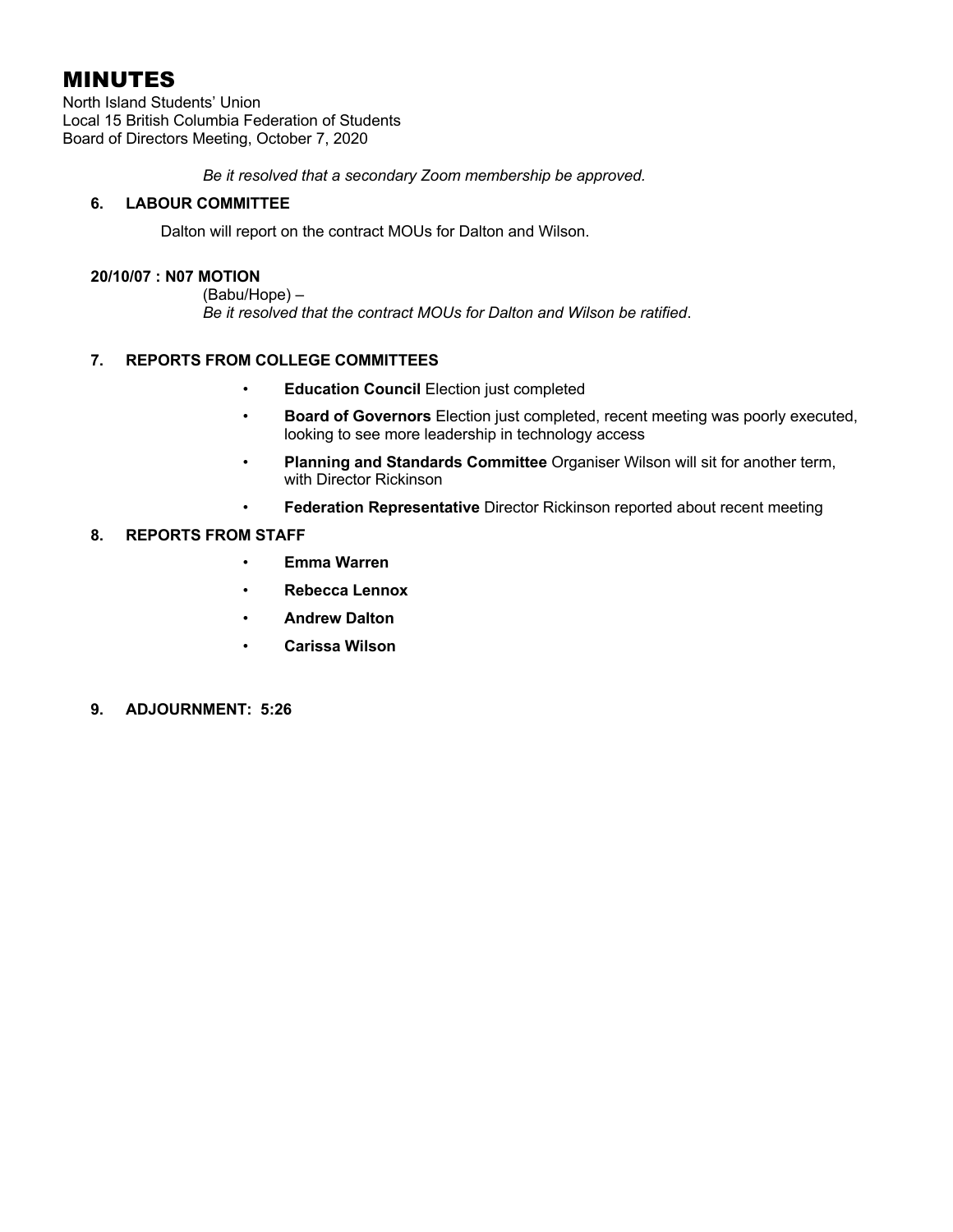# MINUTES

North Island Students' Union
Local 15 British Columbia Federation of Students
Board of Directors Meeting, October 7, 2020

*Be it resolved that a secondary Zoom membership be approved.*

### 6. LABOUR COMMITTEE

Dalton will report on the contract MOUs for Dalton and Wilson.

**20/10/07 : N07 MOTION**

(Babu/Hope) –
*Be it resolved that the contract MOUs for Dalton and Wilson be ratified*.

### 7. REPORTS FROM COLLEGE COMMITTEES

- **Education Council** Election just completed
- **Board of Governors** Election just completed, recent meeting was poorly executed, looking to see more leadership in technology access
- **Planning and Standards Committee** Organiser Wilson will sit for another term, with Director Rickinson
- **Federation Representative** Director Rickinson reported about recent meeting

### 8. REPORTS FROM STAFF

- **Emma Warren**
- **Rebecca Lennox**
- **Andrew Dalton**
- **Carissa Wilson**

### 9. ADJOURNMENT: 5:26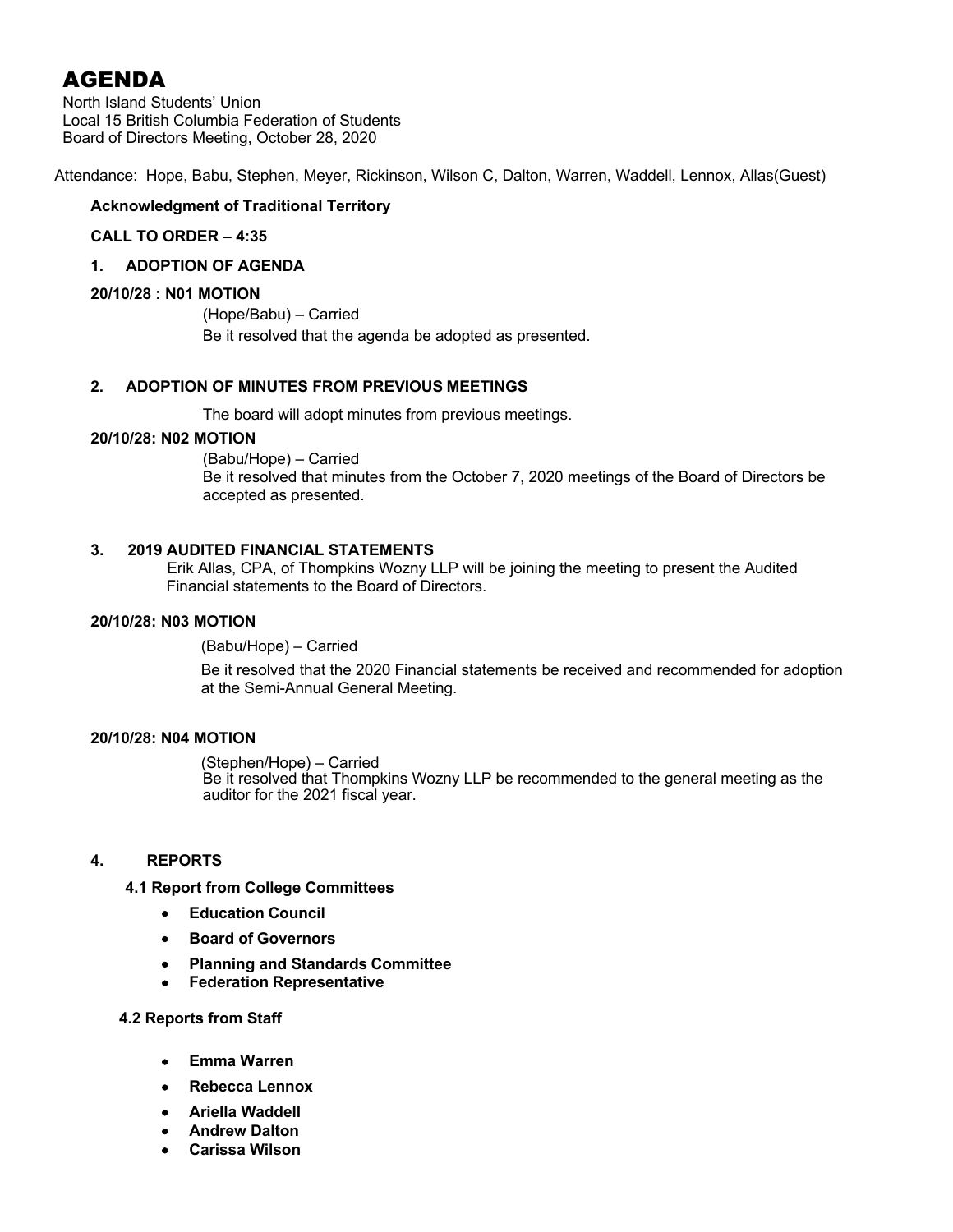# AGENDA

North Island Students' Union
Local 15 British Columbia Federation of Students
Board of Directors Meeting, October 28, 2020

Attendance: Hope, Babu, Stephen, Meyer, Rickinson, Wilson C, Dalton, Warren, Waddell, Lennox, Allas(Guest)

**Acknowledgment of Traditional Territory**

**CALL TO ORDER – 4:35**

**1. ADOPTION OF AGENDA**

**20/10/28 : N01 MOTION**

(Hope/Babu) – Carried

Be it resolved that the agenda be adopted as presented.

**2. ADOPTION OF MINUTES FROM PREVIOUS MEETINGS**

The board will adopt minutes from previous meetings.

**20/10/28: N02 MOTION**

(Babu/Hope) – Carried

Be it resolved that minutes from the October 7, 2020 meetings of the Board of Directors be accepted as presented.

**3. 2019 AUDITED FINANCIAL STATEMENTS**

Erik Allas, CPA, of Thompkins Wozny LLP will be joining the meeting to present the Audited Financial statements to the Board of Directors.

**20/10/28: N03 MOTION**

(Babu/Hope) – Carried

Be it resolved that the 2020 Financial statements be received and recommended for adoption at the Semi-Annual General Meeting.

**20/10/28: N04 MOTION**

(Stephen/Hope) – Carried

Be it resolved that Thompkins Wozny LLP be recommended to the general meeting as the auditor for the 2021 fiscal year.

**4. REPORTS**

**4.1 Report from College Committees**

- **Education Council**
- **Board of Governors**
- **Planning and Standards Committee**
- **Federation Representative**

**4.2 Reports from Staff**

- **Emma Warren**
- **Rebecca Lennox**
- **Ariella Waddell**
- **Andrew Dalton**
- **Carissa Wilson**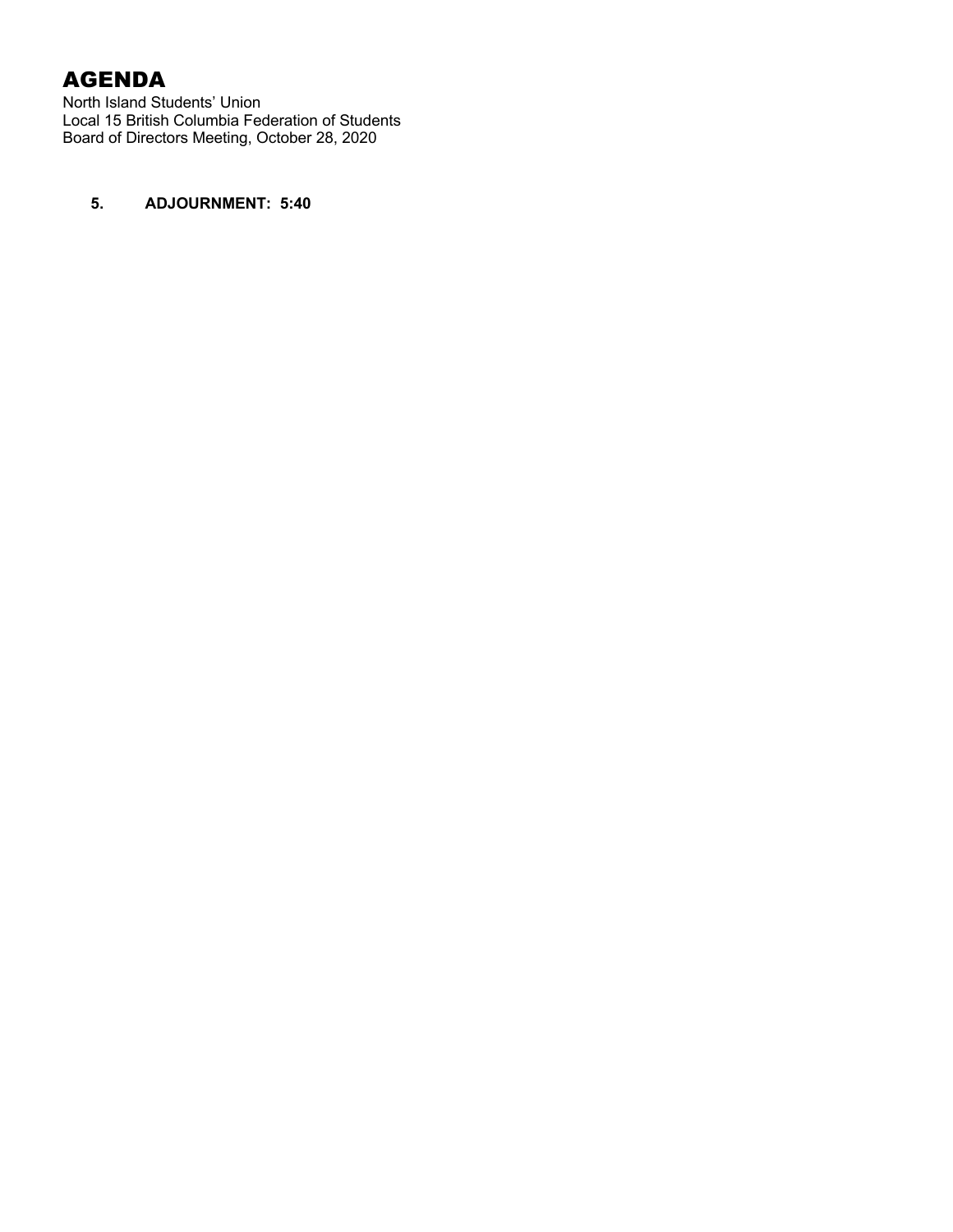# AGENDA

North Island Students' Union
Local 15 British Columbia Federation of Students
Board of Directors Meeting, October 28, 2020

**5. ADJOURNMENT: 5:40**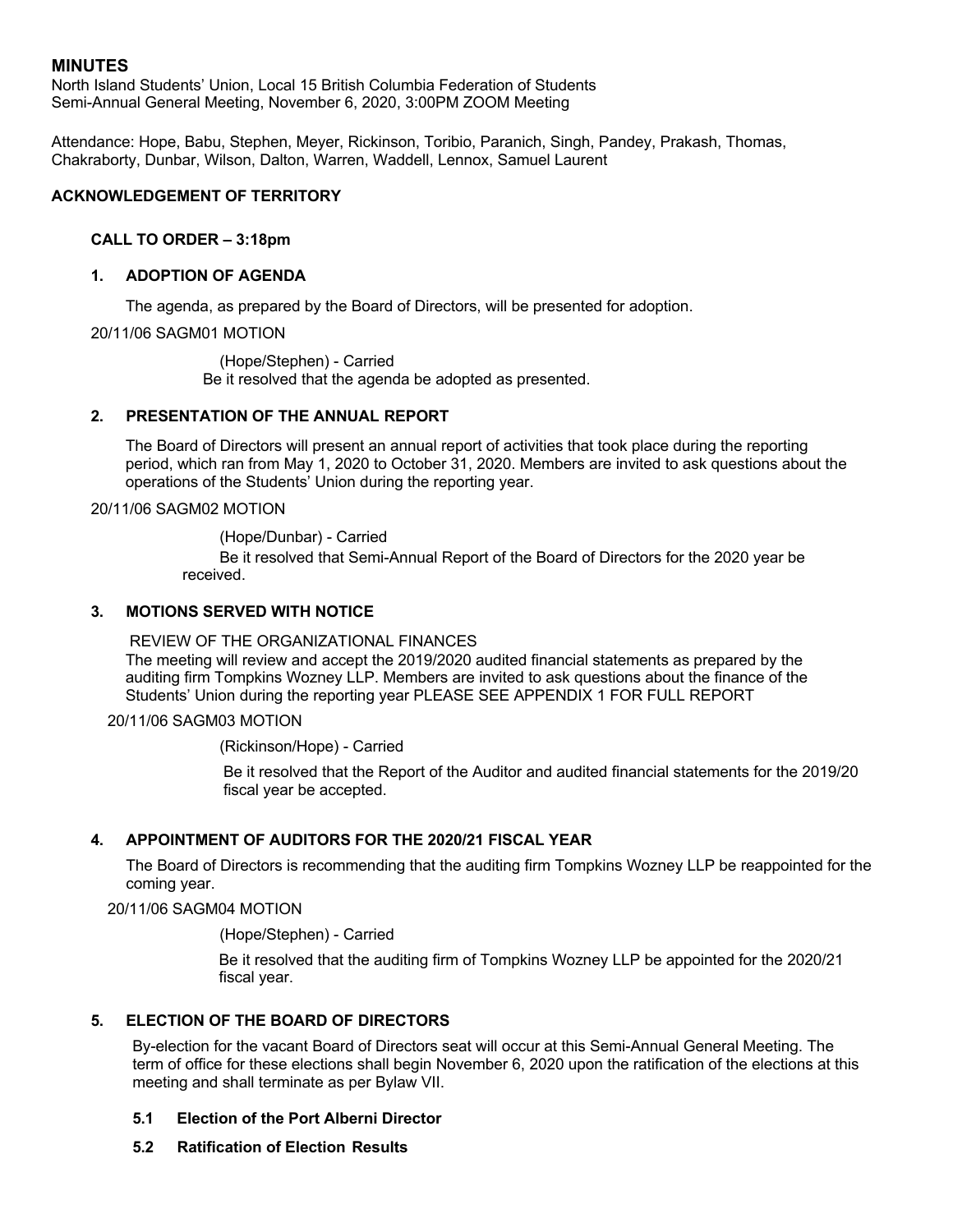# MINUTES

North Island Students' Union, Local 15 British Columbia Federation of Students
Semi-Annual General Meeting, November 6, 2020, 3:00PM ZOOM Meeting

Attendance: Hope, Babu, Stephen, Meyer, Rickinson, Toribio, Paranich, Singh, Pandey, Prakash, Thomas, Chakraborty, Dunbar, Wilson, Dalton, Warren, Waddell, Lennox, Samuel Laurent

## ACKNOWLEDGEMENT OF TERRITORY

### CALL TO ORDER – 3:18pm

### 1. ADOPTION OF AGENDA

The agenda, as prepared by the Board of Directors, will be presented for adoption.

20/11/06 SAGM01 MOTION

(Hope/Stephen) - Carried
Be it resolved that the agenda be adopted as presented.

### 2. PRESENTATION OF THE ANNUAL REPORT

The Board of Directors will present an annual report of activities that took place during the reporting period, which ran from May 1, 2020 to October 31, 2020. Members are invited to ask questions about the operations of the Students' Union during the reporting year.

20/11/06 SAGM02 MOTION

(Hope/Dunbar) - Carried
Be it resolved that Semi-Annual Report of the Board of Directors for the 2020 year be received.

### 3. MOTIONS SERVED WITH NOTICE

REVIEW OF THE ORGANIZATIONAL FINANCES
The meeting will review and accept the 2019/2020 audited financial statements as prepared by the auditing firm Tompkins Wozney LLP. Members are invited to ask questions about the finance of the Students' Union during the reporting year PLEASE SEE APPENDIX 1 FOR FULL REPORT

20/11/06 SAGM03 MOTION

(Rickinson/Hope) - Carried
Be it resolved that the Report of the Auditor and audited financial statements for the 2019/20 fiscal year be accepted.

### 4. APPOINTMENT OF AUDITORS FOR THE 2020/21 FISCAL YEAR

The Board of Directors is recommending that the auditing firm Tompkins Wozney LLP be reappointed for the coming year.

20/11/06 SAGM04 MOTION

(Hope/Stephen) - Carried
Be it resolved that the auditing firm of Tompkins Wozney LLP be appointed for the 2020/21 fiscal year.

### 5. ELECTION OF THE BOARD OF DIRECTORS

By-election for the vacant Board of Directors seat will occur at this Semi-Annual General Meeting. The term of office for these elections shall begin November 6, 2020 upon the ratification of the elections at this meeting and shall terminate as per Bylaw VII.

**5.1 Election of the Port Alberni Director**

**5.2 Ratification of Election Results**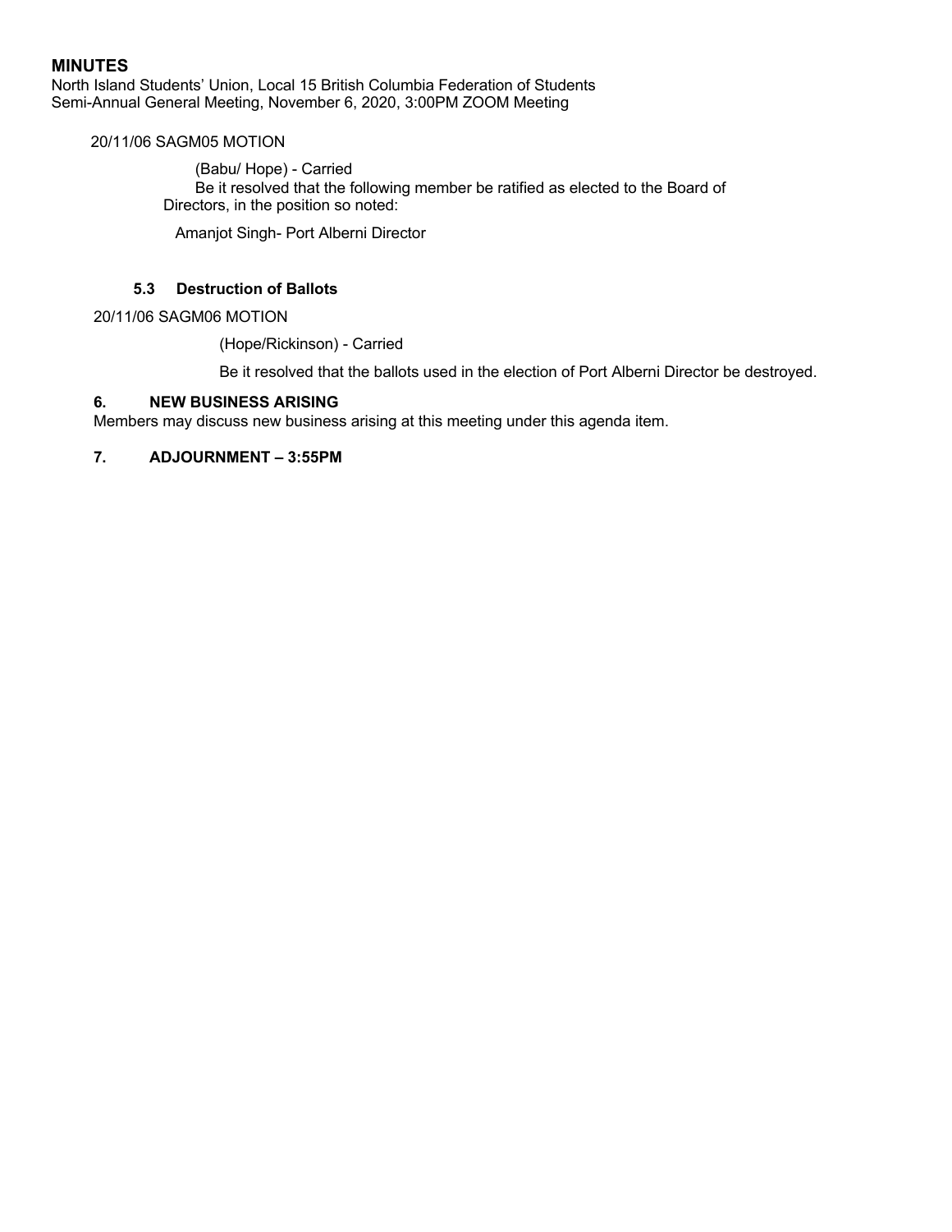## MINUTES

North Island Students' Union, Local 15 British Columbia Federation of Students
Semi-Annual General Meeting, November 6, 2020, 3:00PM ZOOM Meeting

20/11/06 SAGM05 MOTION

(Babu/ Hope) - Carried

Be it resolved that the following member be ratified as elected to the Board of Directors, in the position so noted:

Amanjot Singh- Port Alberni Director

### 5.3 Destruction of Ballots

20/11/06 SAGM06 MOTION

(Hope/Rickinson) - Carried

Be it resolved that the ballots used in the election of Port Alberni Director be destroyed.

### 6. NEW BUSINESS ARISING

Members may discuss new business arising at this meeting under this agenda item.

### 7. ADJOURNMENT – 3:55PM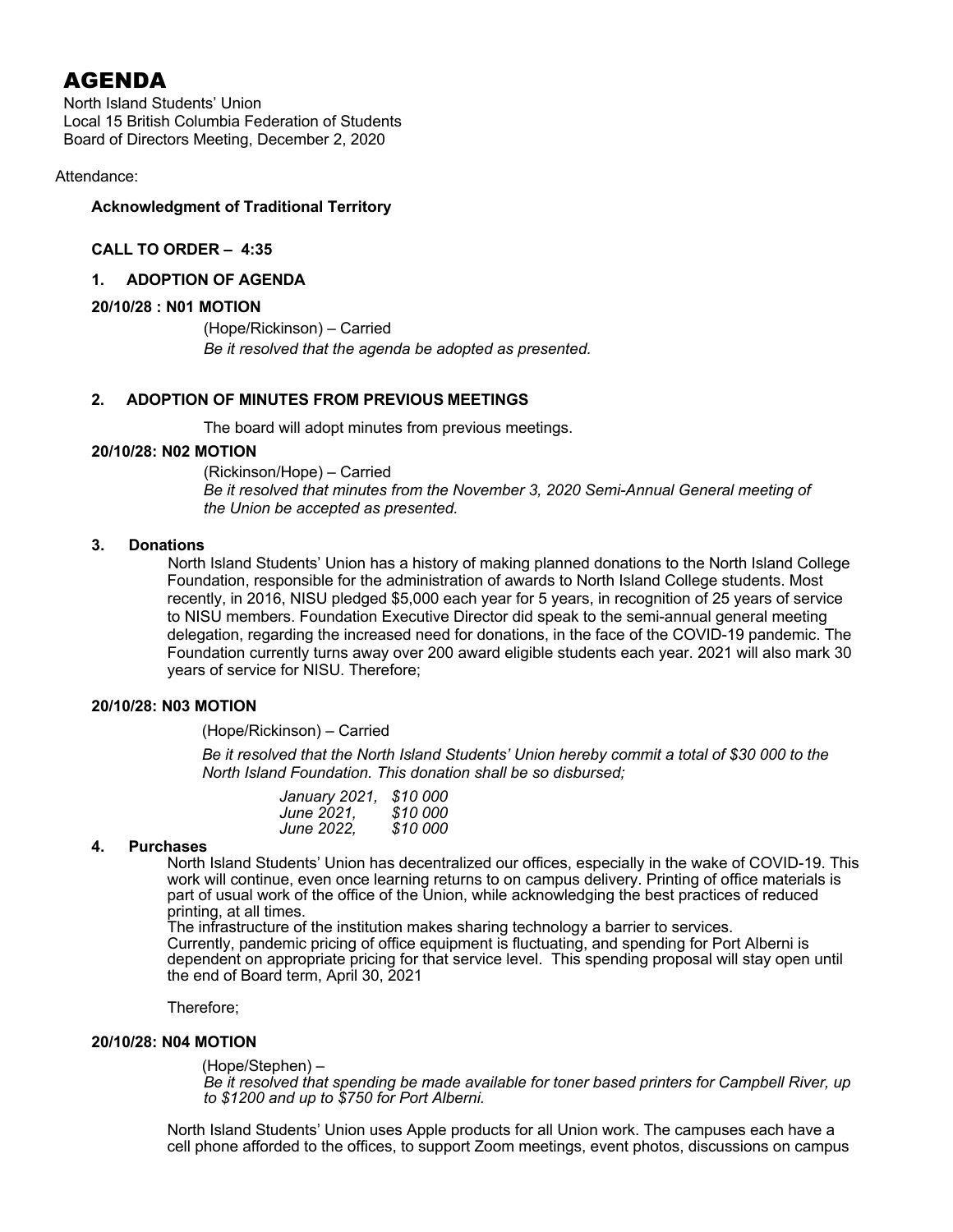# AGENDA

North Island Students' Union
Local 15 British Columbia Federation of Students
Board of Directors Meeting, December 2, 2020

Attendance:

**Acknowledgment of Traditional Territory**

**CALL TO ORDER – 4:35**

**1. ADOPTION OF AGENDA**

**20/10/28 : N01 MOTION**

(Hope/Rickinson) – Carried
*Be it resolved that the agenda be adopted as presented.*

**2. ADOPTION OF MINUTES FROM PREVIOUS MEETINGS**

The board will adopt minutes from previous meetings.

**20/10/28: N02 MOTION**

(Rickinson/Hope) – Carried
*Be it resolved that minutes from the November 3, 2020 Semi-Annual General meeting of the Union be accepted as presented.*

**3. Donations**

North Island Students' Union has a history of making planned donations to the North Island College Foundation, responsible for the administration of awards to North Island College students. Most recently, in 2016, NISU pledged $5,000 each year for 5 years, in recognition of 25 years of service to NISU members. Foundation Executive Director did speak to the semi-annual general meeting delegation, regarding the increased need for donations, in the face of the COVID-19 pandemic. The Foundation currently turns away over 200 award eligible students each year. 2021 will also mark 30 years of service for NISU. Therefore;

**20/10/28: N03 MOTION**

(Hope/Rickinson) – Carried

*Be it resolved that the North Island Students' Union hereby commit a total of $30 000 to the North Island Foundation. This donation shall be so disbursed;*

*January 2021, $10 000*
*June 2021, $10 000*
*June 2022, $10 000*

**4. Purchases**

North Island Students' Union has decentralized our offices, especially in the wake of COVID-19. This work will continue, even once learning returns to on campus delivery. Printing of office materials is part of usual work of the office of the Union, while acknowledging the best practices of reduced printing, at all times.
The infrastructure of the institution makes sharing technology a barrier to services.
Currently, pandemic pricing of office equipment is fluctuating, and spending for Port Alberni is dependent on appropriate pricing for that service level. This spending proposal will stay open until the end of Board term, April 30, 2021

Therefore;

**20/10/28: N04 MOTION**

(Hope/Stephen) –
*Be it resolved that spending be made available for toner based printers for Campbell River, up to $1200 and up to $750 for Port Alberni.*

North Island Students' Union uses Apple products for all Union work. The campuses each have a cell phone afforded to the offices, to support Zoom meetings, event photos, discussions on campus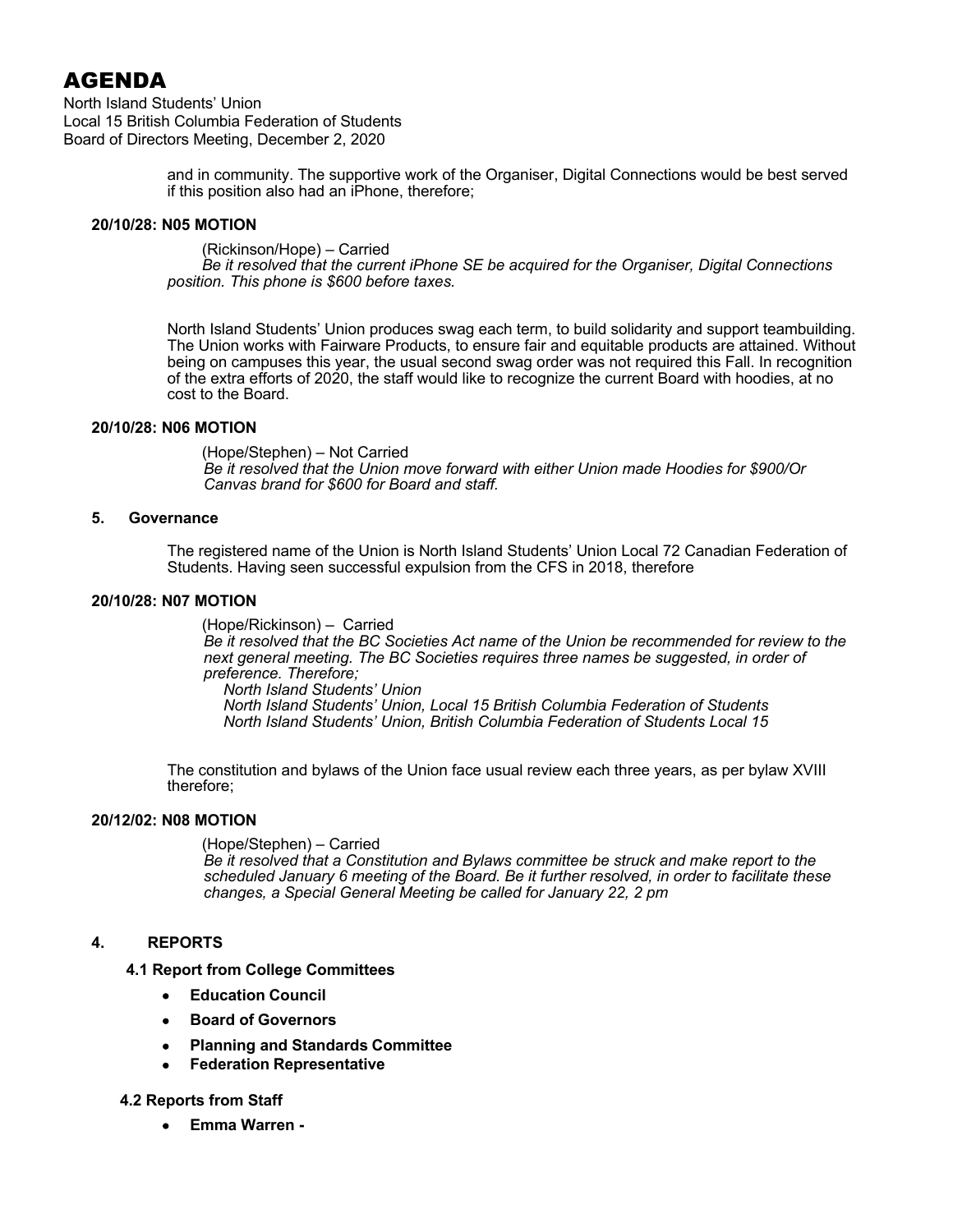# AGENDA

North Island Students' Union
Local 15 British Columbia Federation of Students
Board of Directors Meeting, December 2, 2020

and in community. The supportive work of the Organiser, Digital Connections would be best served if this position also had an iPhone, therefore;

**20/10/28: N05 MOTION**

(Rickinson/Hope) – Carried
*Be it resolved that the current iPhone SE be acquired for the Organiser, Digital Connections position. This phone is $600 before taxes.*

North Island Students' Union produces swag each term, to build solidarity and support teambuilding. The Union works with Fairware Products, to ensure fair and equitable products are attained. Without being on campuses this year, the usual second swag order was not required this Fall. In recognition of the extra efforts of 2020, the staff would like to recognize the current Board with hoodies, at no cost to the Board.

**20/10/28: N06 MOTION**

(Hope/Stephen) – Not Carried
*Be it resolved that the Union move forward with either Union made Hoodies for $900/Or Canvas brand for $600 for Board and staff.*

**5. Governance**

The registered name of the Union is North Island Students' Union Local 72 Canadian Federation of Students. Having seen successful expulsion from the CFS in 2018, therefore

**20/10/28: N07 MOTION**

(Hope/Rickinson) – Carried
*Be it resolved that the BC Societies Act name of the Union be recommended for review to the next general meeting. The BC Societies requires three names be suggested, in order of preference. Therefore;*
*North Island Students' Union*
*North Island Students' Union, Local 15 British Columbia Federation of Students*
*North Island Students' Union, British Columbia Federation of Students Local 15*

The constitution and bylaws of the Union face usual review each three years, as per bylaw XVIII therefore;

**20/12/02: N08 MOTION**

(Hope/Stephen) – Carried
*Be it resolved that a Constitution and Bylaws committee be struck and make report to the scheduled January 6 meeting of the Board. Be it further resolved, in order to facilitate these changes, a Special General Meeting be called for January 22, 2 pm*

**4. REPORTS**

**4.1 Report from College Committees**

- **Education Council**
- **Board of Governors**
- **Planning and Standards Committee**
- **Federation Representative**

**4.2 Reports from Staff**

- **Emma Warren -**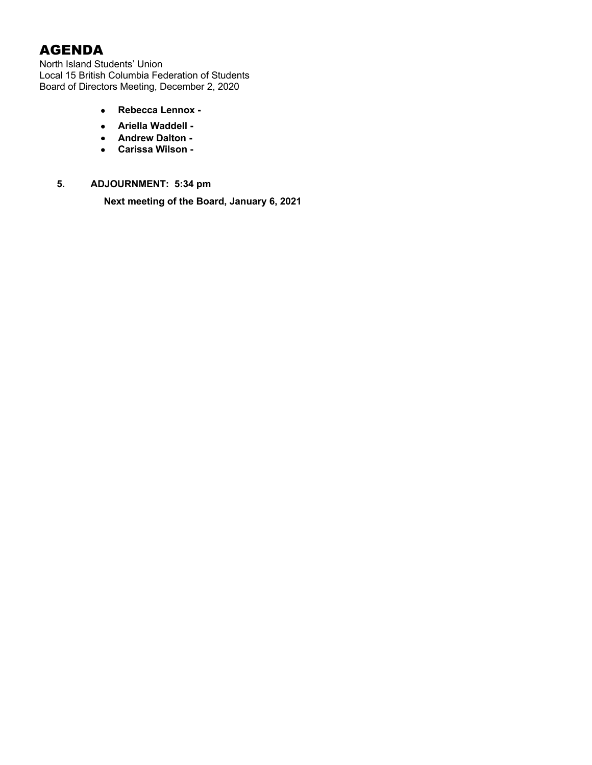# AGENDA

North Island Students' Union
Local 15 British Columbia Federation of Students
Board of Directors Meeting, December 2, 2020

- **Rebecca Lennox -**
- **Ariella Waddell -**
- **Andrew Dalton -**
- **Carissa Wilson -**

**5. ADJOURNMENT: 5:34 pm**

**Next meeting of the Board, January 6, 2021**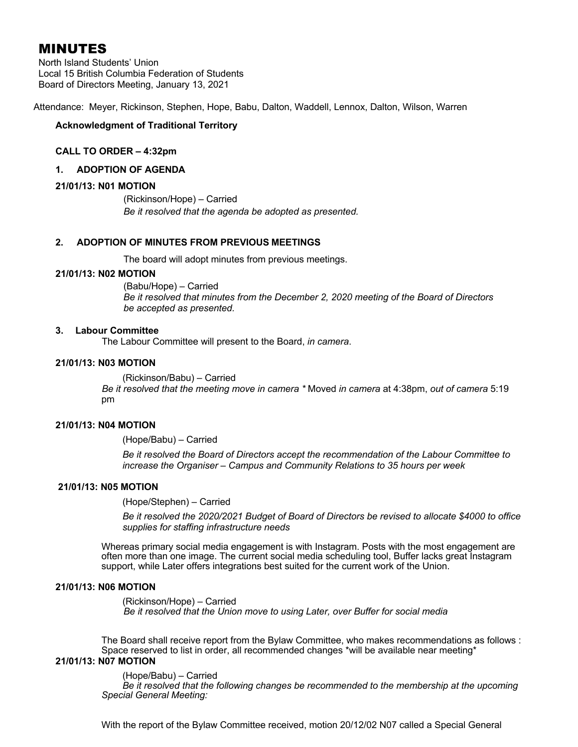# MINUTES

North Island Students' Union
Local 15 British Columbia Federation of Students
Board of Directors Meeting, January 13, 2021

Attendance: Meyer, Rickinson, Stephen, Hope, Babu, Dalton, Waddell, Lennox, Dalton, Wilson, Warren

**Acknowledgment of Traditional Territory**

**CALL TO ORDER – 4:32pm**

**1. ADOPTION OF AGENDA**

**21/01/13: N01 MOTION**

(Rickinson/Hope) – Carried
*Be it resolved that the agenda be adopted as presented.*

**2. ADOPTION OF MINUTES FROM PREVIOUS MEETINGS**

The board will adopt minutes from previous meetings.

**21/01/13: N02 MOTION**

(Babu/Hope) – Carried
*Be it resolved that minutes from the December 2, 2020 meeting of the Board of Directors be accepted as presented.*

**3. Labour Committee**

The Labour Committee will present to the Board, *in camera*.

**21/01/13: N03 MOTION**

(Rickinson/Babu) – Carried
*Be it resolved that the meeting move in camera \** Moved *in camera* at 4:38pm, *out of camera* 5:19 pm

**21/01/13: N04 MOTION**

(Hope/Babu) – Carried

*Be it resolved the Board of Directors accept the recommendation of the Labour Committee to increase the Organiser – Campus and Community Relations to 35 hours per week*

**21/01/13: N05 MOTION**

(Hope/Stephen) – Carried

*Be it resolved the 2020/2021 Budget of Board of Directors be revised to allocate $4000 to office supplies for staffing infrastructure needs*

Whereas primary social media engagement is with Instagram. Posts with the most engagement are often more than one image. The current social media scheduling tool, Buffer lacks great Instagram support, while Later offers integrations best suited for the current work of the Union.

**21/01/13: N06 MOTION**

(Rickinson/Hope) – Carried
*Be it resolved that the Union move to using Later, over Buffer for social media*

The Board shall receive report from the Bylaw Committee, who makes recommendations as follows : Space reserved to list in order, all recommended changes \*will be available near meeting\*

**21/01/13: N07 MOTION**

(Hope/Babu) – Carried
*Be it resolved that the following changes be recommended to the membership at the upcoming Special General Meeting:*

With the report of the Bylaw Committee received, motion 20/12/02 N07 called a Special General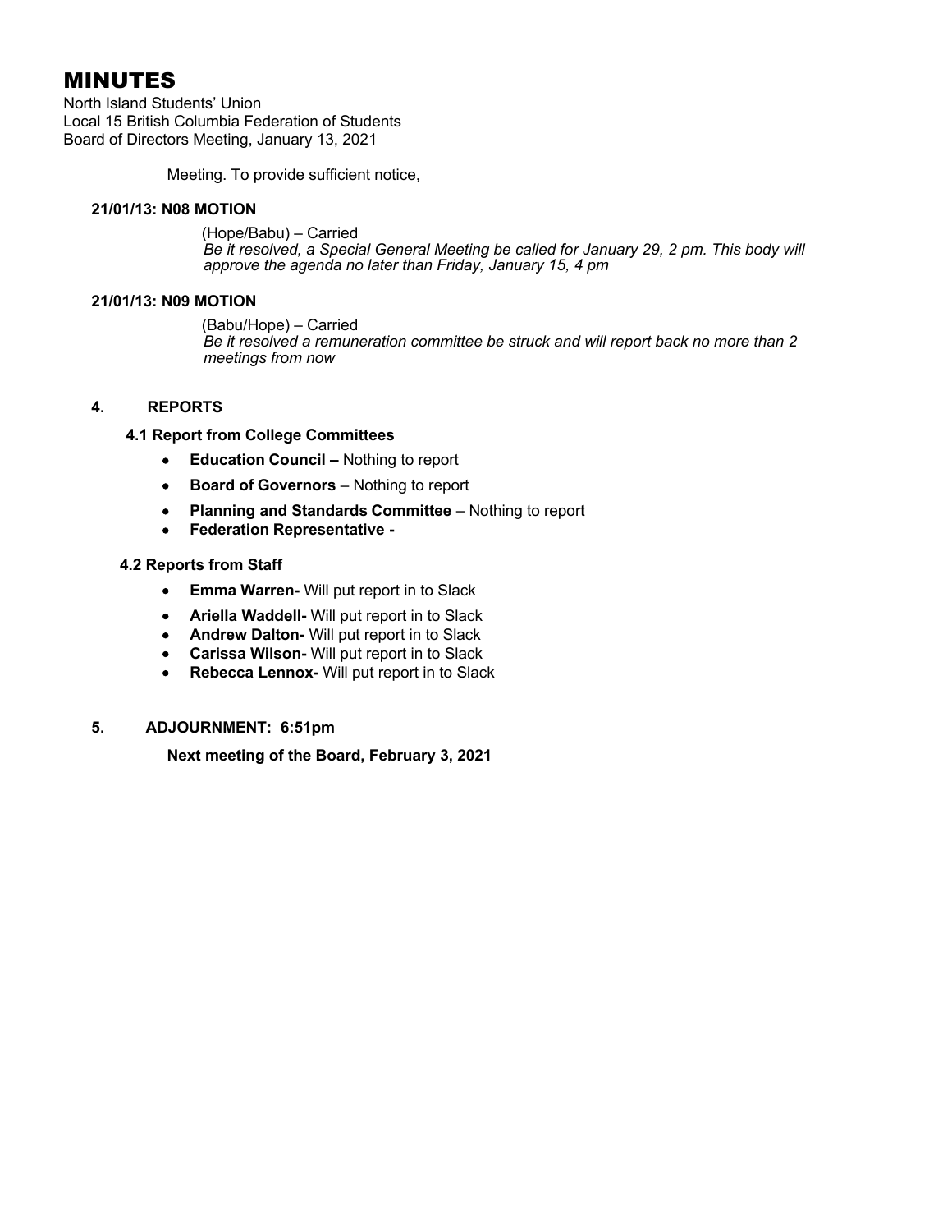# MINUTES

North Island Students' Union
Local 15 British Columbia Federation of Students
Board of Directors Meeting, January 13, 2021

Meeting. To provide sufficient notice,

**21/01/13: N08 MOTION**

(Hope/Babu) – Carried
*Be it resolved, a Special General Meeting be called for January 29, 2 pm. This body will approve the agenda no later than Friday, January 15, 4 pm*

**21/01/13: N09 MOTION**

(Babu/Hope) – Carried
*Be it resolved a remuneration committee be struck and will report back no more than 2 meetings from now*

**4. REPORTS**

**4.1 Report from College Committees**

- **Education Council –** Nothing to report
- **Board of Governors** – Nothing to report
- **Planning and Standards Committee** – Nothing to report
- **Federation Representative -**

**4.2 Reports from Staff**

- **Emma Warren-** Will put report in to Slack
- **Ariella Waddell-** Will put report in to Slack
- **Andrew Dalton-** Will put report in to Slack
- **Carissa Wilson-** Will put report in to Slack
- **Rebecca Lennox-** Will put report in to Slack

**5. ADJOURNMENT: 6:51pm**

**Next meeting of the Board, February 3, 2021**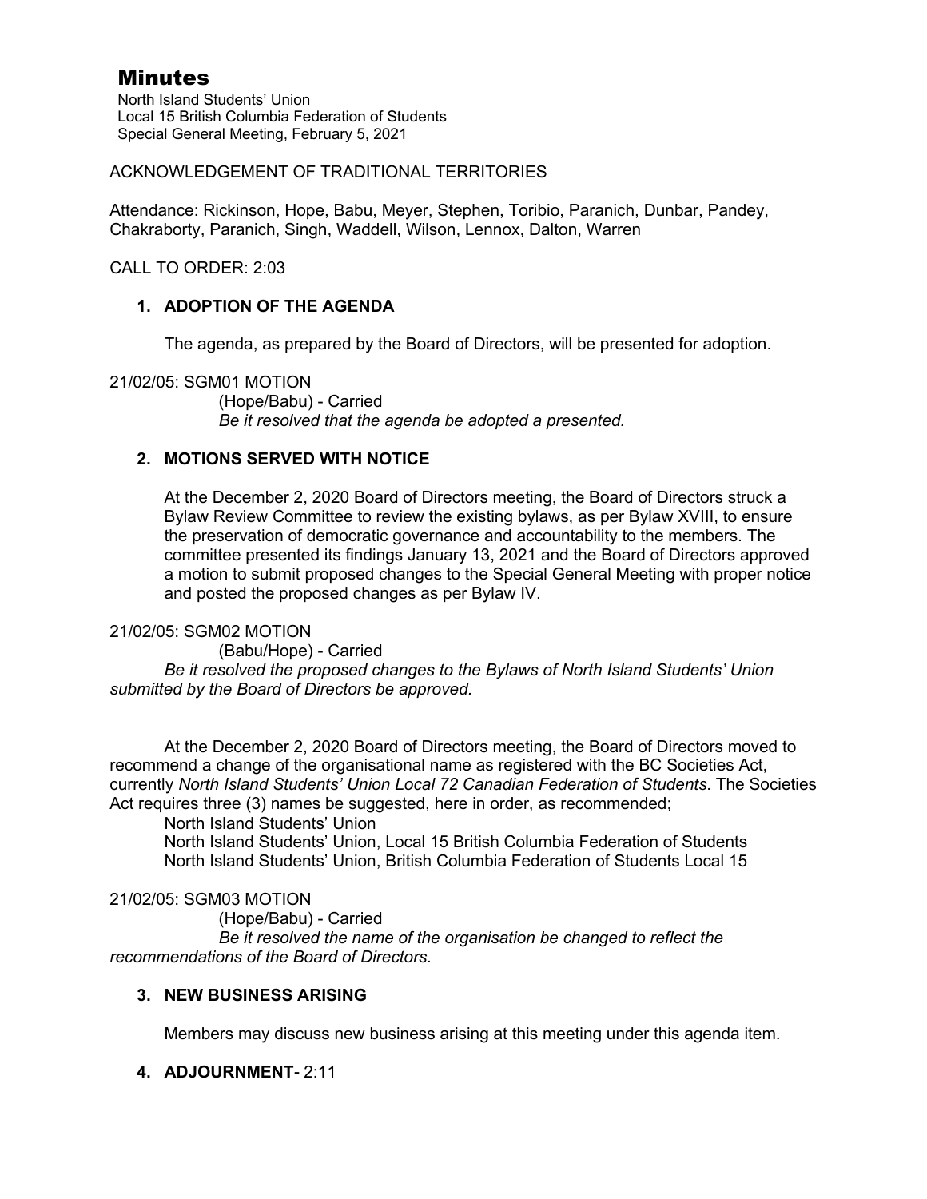# Minutes

North Island Students' Union
Local 15 British Columbia Federation of Students
Special General Meeting, February 5, 2021

ACKNOWLEDGEMENT OF TRADITIONAL TERRITORIES

Attendance: Rickinson, Hope, Babu, Meyer, Stephen, Toribio, Paranich, Dunbar, Pandey, Chakraborty, Paranich, Singh, Waddell, Wilson, Lennox, Dalton, Warren

CALL TO ORDER: 2:03

1. **ADOPTION OF THE AGENDA**

   The agenda, as prepared by the Board of Directors, will be presented for adoption.

21/02/05: SGM01 MOTION
(Hope/Babu) - Carried
*Be it resolved that the agenda be adopted a presented.*

2. **MOTIONS SERVED WITH NOTICE**

   At the December 2, 2020 Board of Directors meeting, the Board of Directors struck a Bylaw Review Committee to review the existing bylaws, as per Bylaw XVIII, to ensure the preservation of democratic governance and accountability to the members. The committee presented its findings January 13, 2021 and the Board of Directors approved a motion to submit proposed changes to the Special General Meeting with proper notice and posted the proposed changes as per Bylaw IV.

21/02/05: SGM02 MOTION
(Babu/Hope) - Carried
*Be it resolved the proposed changes to the Bylaws of North Island Students' Union submitted by the Board of Directors be approved.*

At the December 2, 2020 Board of Directors meeting, the Board of Directors moved to recommend a change of the organisational name as registered with the BC Societies Act, currently *North Island Students' Union Local 72 Canadian Federation of Students*. The Societies Act requires three (3) names be suggested, here in order, as recommended;

North Island Students' Union
North Island Students' Union, Local 15 British Columbia Federation of Students
North Island Students' Union, British Columbia Federation of Students Local 15

21/02/05: SGM03 MOTION
(Hope/Babu) - Carried
*Be it resolved the name of the organisation be changed to reflect the recommendations of the Board of Directors.*

3. **NEW BUSINESS ARISING**

   Members may discuss new business arising at this meeting under this agenda item.

4. **ADJOURNMENT-** 2:11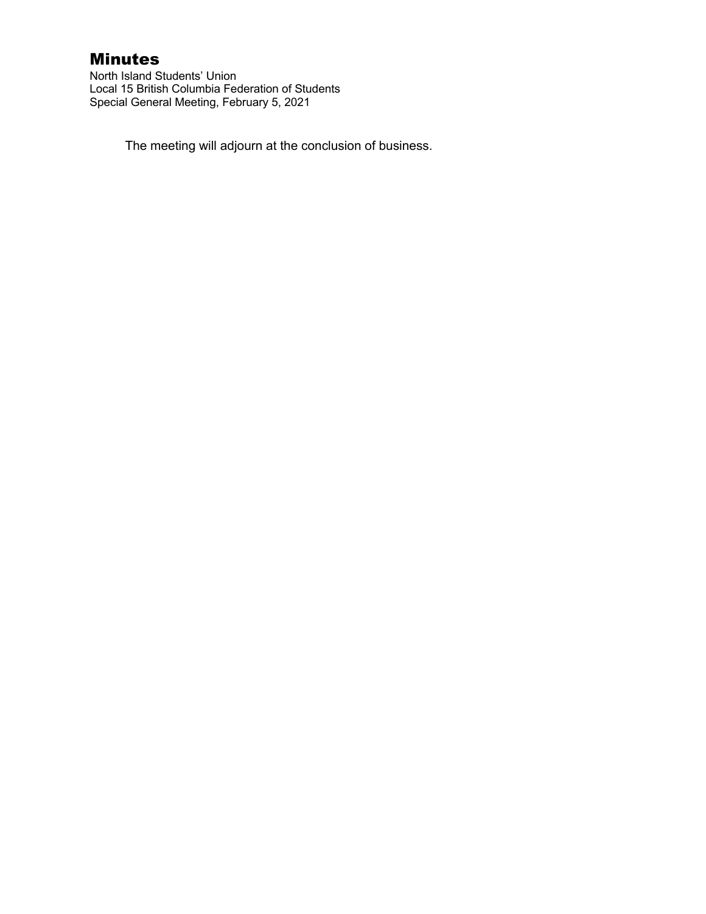The meeting will adjourn at the conclusion of business.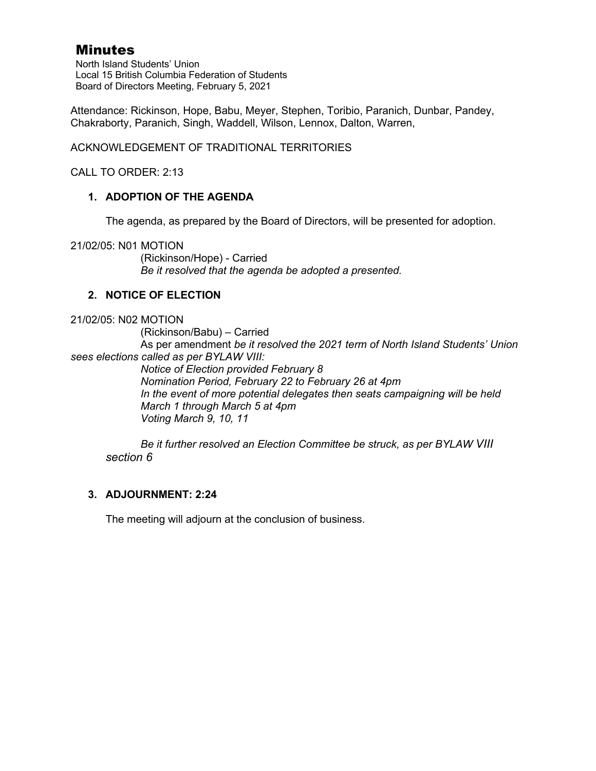# Minutes

North Island Students' Union
Local 15 British Columbia Federation of Students
Board of Directors Meeting, February 5, 2021

Attendance: Rickinson, Hope, Babu, Meyer, Stephen, Toribio, Paranich, Dunbar, Pandey, Chakraborty, Paranich, Singh, Waddell, Wilson, Lennox, Dalton, Warren,

ACKNOWLEDGEMENT OF TRADITIONAL TERRITORIES

CALL TO ORDER: 2:13

1. **ADOPTION OF THE AGENDA**

   The agenda, as prepared by the Board of Directors, will be presented for adoption.

21/02/05: N01 MOTION
(Rickinson/Hope) - Carried
*Be it resolved that the agenda be adopted a presented.*

2. **NOTICE OF ELECTION**

21/02/05: N02 MOTION
(Rickinson/Babu) – Carried
As per amendment *be it resolved the 2021 term of North Island Students' Union sees elections called as per BYLAW VIII:*
*Notice of Election provided February 8*
*Nomination Period, February 22 to February 26 at 4pm*
*In the event of more potential delegates then seats campaigning will be held March 1 through March 5 at 4pm*
*Voting March 9, 10, 11*

*Be it further resolved an Election Committee be struck, as per BYLAW VIII section 6*

3. **ADJOURNMENT: 2:24**

   The meeting will adjourn at the conclusion of business.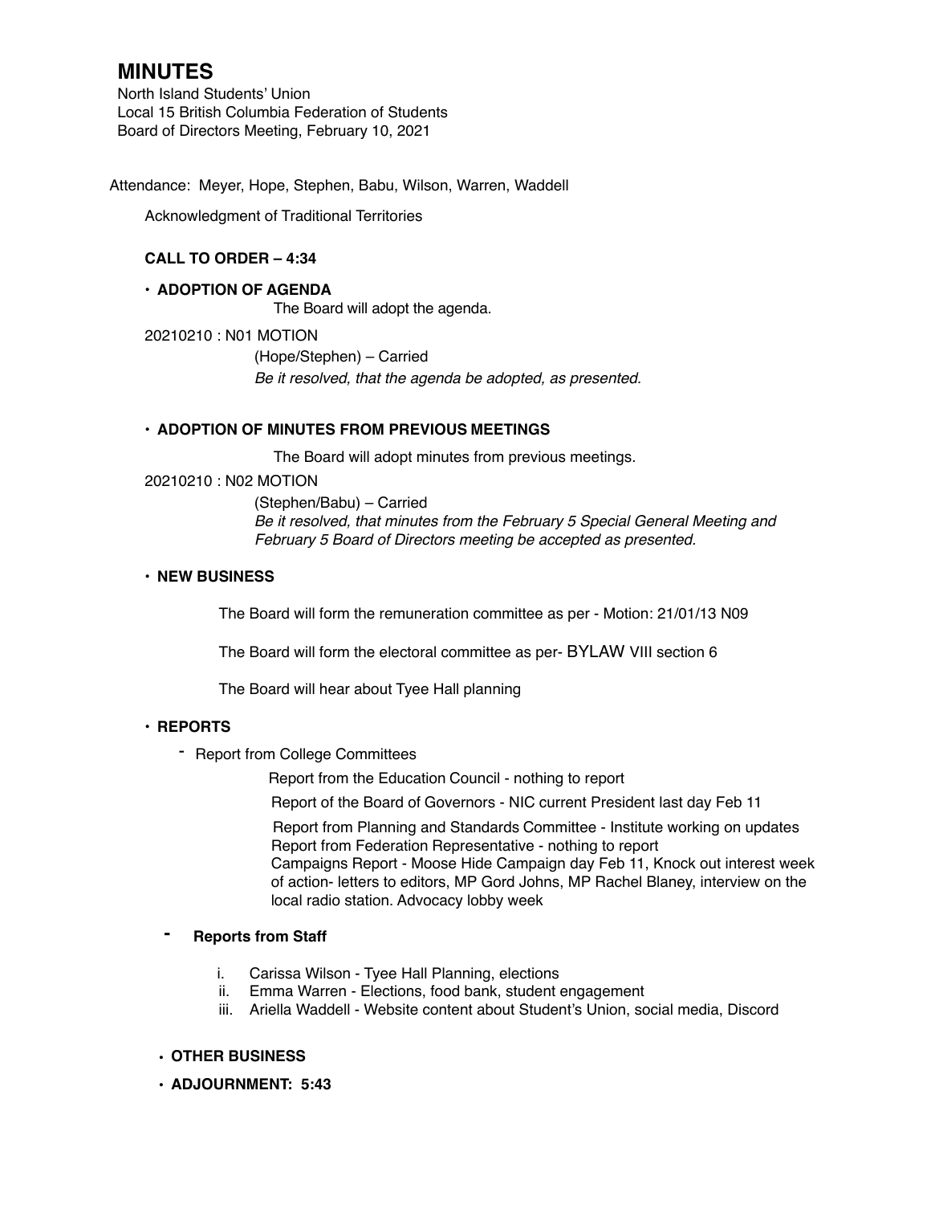# MINUTES

North Island Students' Union
Local 15 British Columbia Federation of Students
Board of Directors Meeting, February 10, 2021

Attendance: Meyer, Hope, Stephen, Babu, Wilson, Warren, Waddell

Acknowledgment of Traditional Territories

**CALL TO ORDER – 4:34**

- **ADOPTION OF AGENDA**

  The Board will adopt the agenda.

20210210 : N01 MOTION

(Hope/Stephen) – Carried
*Be it resolved, that the agenda be adopted, as presented.*

- **ADOPTION OF MINUTES FROM PREVIOUS MEETINGS**

  The Board will adopt minutes from previous meetings.

20210210 : N02 MOTION

(Stephen/Babu) – Carried
*Be it resolved, that minutes from the February 5 Special General Meeting and February 5 Board of Directors meeting be accepted as presented.*

- **NEW BUSINESS**

  The Board will form the remuneration committee as per - Motion: 21/01/13 N09

  The Board will form the electoral committee as per- BYLAW VIII section 6

  The Board will hear about Tyee Hall planning

- **REPORTS**
  - Report from College Committees

    Report from the Education Council - nothing to report

    Report of the Board of Governors - NIC current President last day Feb 11

    Report from Planning and Standards Committee - Institute working on updates
    Report from Federation Representative - nothing to report
    Campaigns Report - Moose Hide Campaign day Feb 11, Knock out interest week of action- letters to editors, MP Gord Johns, MP Rachel Blaney, interview on the local radio station. Advocacy lobby week

  - **Reports from Staff**

    i. Carissa Wilson - Tyee Hall Planning, elections
    ii. Emma Warren - Elections, food bank, student engagement
    iii. Ariella Waddell - Website content about Student's Union, social media, Discord

- **OTHER BUSINESS**
- **ADJOURNMENT: 5:43**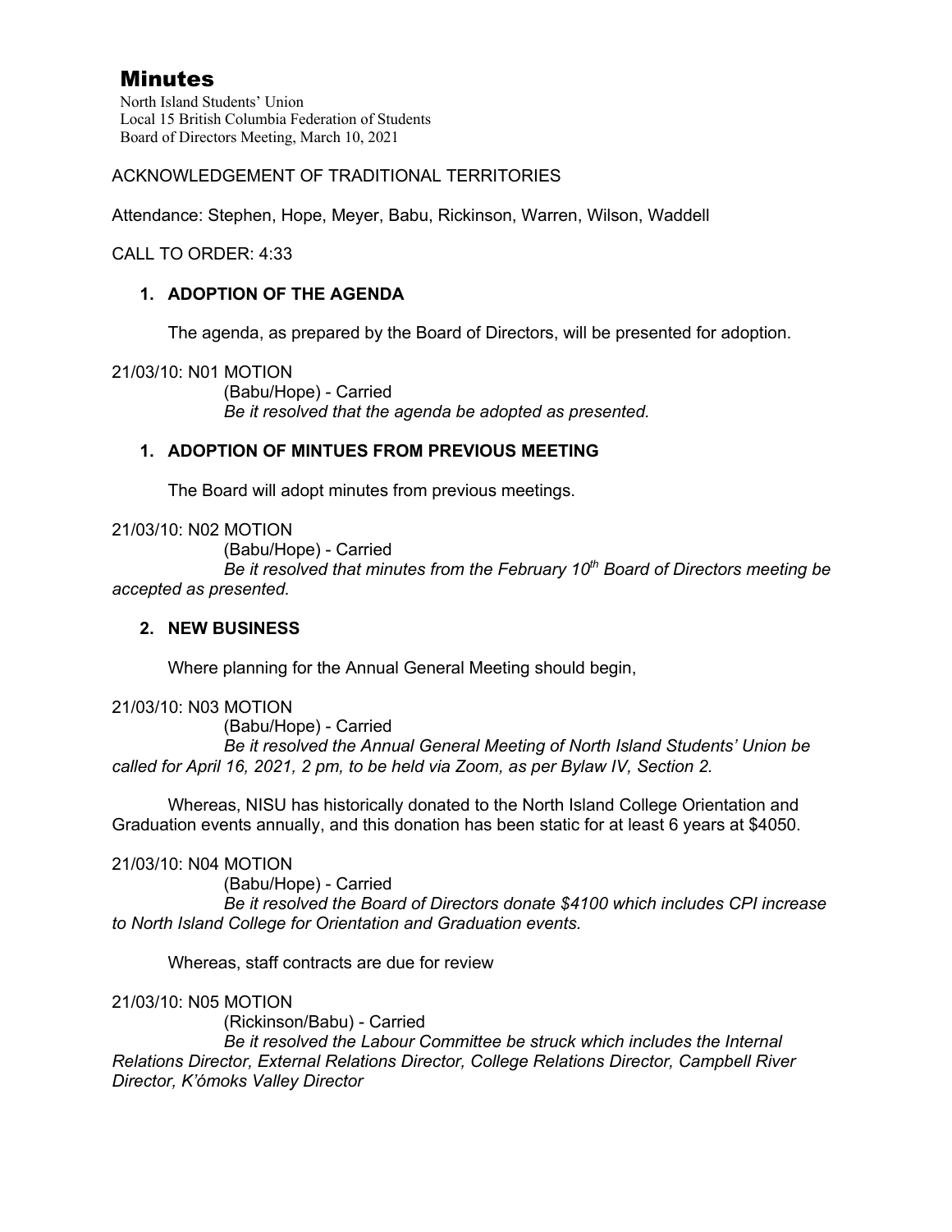# Minutes

North Island Students' Union
Local 15 British Columbia Federation of Students
Board of Directors Meeting, March 10, 2021

ACKNOWLEDGEMENT OF TRADITIONAL TERRITORIES

Attendance: Stephen, Hope, Meyer, Babu, Rickinson, Warren, Wilson, Waddell

CALL TO ORDER: 4:33

## 1. ADOPTION OF THE AGENDA

The agenda, as prepared by the Board of Directors, will be presented for adoption.

21/03/10: N01 MOTION
(Babu/Hope) - Carried
*Be it resolved that the agenda be adopted as presented.*

## 1. ADOPTION OF MINTUES FROM PREVIOUS MEETING

The Board will adopt minutes from previous meetings.

21/03/10: N02 MOTION
(Babu/Hope) - Carried
*Be it resolved that minutes from the February 10th Board of Directors meeting be accepted as presented.*

## 2. NEW BUSINESS

Where planning for the Annual General Meeting should begin,

21/03/10: N03 MOTION
(Babu/Hope) - Carried
*Be it resolved the Annual General Meeting of North Island Students' Union be called for April 16, 2021, 2 pm, to be held via Zoom, as per Bylaw IV, Section 2.*

Whereas, NISU has historically donated to the North Island College Orientation and Graduation events annually, and this donation has been static for at least 6 years at $4050.

21/03/10: N04 MOTION
(Babu/Hope) - Carried
*Be it resolved the Board of Directors donate $4100 which includes CPI increase to North Island College for Orientation and Graduation events.*

Whereas, staff contracts are due for review

21/03/10: N05 MOTION
(Rickinson/Babu) - Carried
*Be it resolved the Labour Committee be struck which includes the Internal Relations Director, External Relations Director, College Relations Director, Campbell River Director, K'ómoks Valley Director*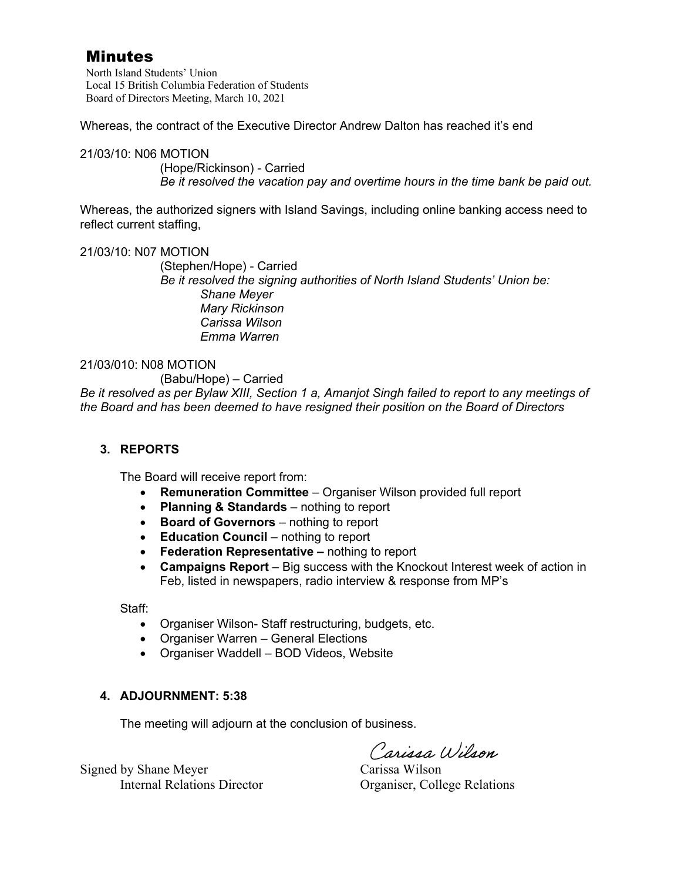# Minutes

North Island Students' Union
Local 15 British Columbia Federation of Students
Board of Directors Meeting, March 10, 2021

Whereas, the contract of the Executive Director Andrew Dalton has reached it's end

21/03/10: N06 MOTION
(Hope/Rickinson) - Carried
*Be it resolved the vacation pay and overtime hours in the time bank be paid out.*

Whereas, the authorized signers with Island Savings, including online banking access need to reflect current staffing,

21/03/10: N07 MOTION
(Stephen/Hope) - Carried
*Be it resolved the signing authorities of North Island Students' Union be:*
*Shane Meyer*
*Mary Rickinson*
*Carissa Wilson*
*Emma Warren*

21/03/010: N08 MOTION
(Babu/Hope) – Carried
*Be it resolved as per Bylaw XIII, Section 1 a, Amanjot Singh failed to report to any meetings of the Board and has been deemed to have resigned their position on the Board of Directors*

### 3. REPORTS

The Board will receive report from:

- **Remuneration Committee** – Organiser Wilson provided full report
- **Planning & Standards** – nothing to report
- **Board of Governors** – nothing to report
- **Education Council** – nothing to report
- **Federation Representative –** nothing to report
- **Campaigns Report** – Big success with the Knockout Interest week of action in Feb, listed in newspapers, radio interview & response from MP's

Staff:

- Organiser Wilson- Staff restructuring, budgets, etc.
- Organiser Warren – General Elections
- Organiser Waddell – BOD Videos, Website

### 4. ADJOURNMENT: 5:38

The meeting will adjourn at the conclusion of business.

Signed by Shane Meyer
Internal Relations Director

Carissa Wilson
Carissa Wilson
Organiser, College Relations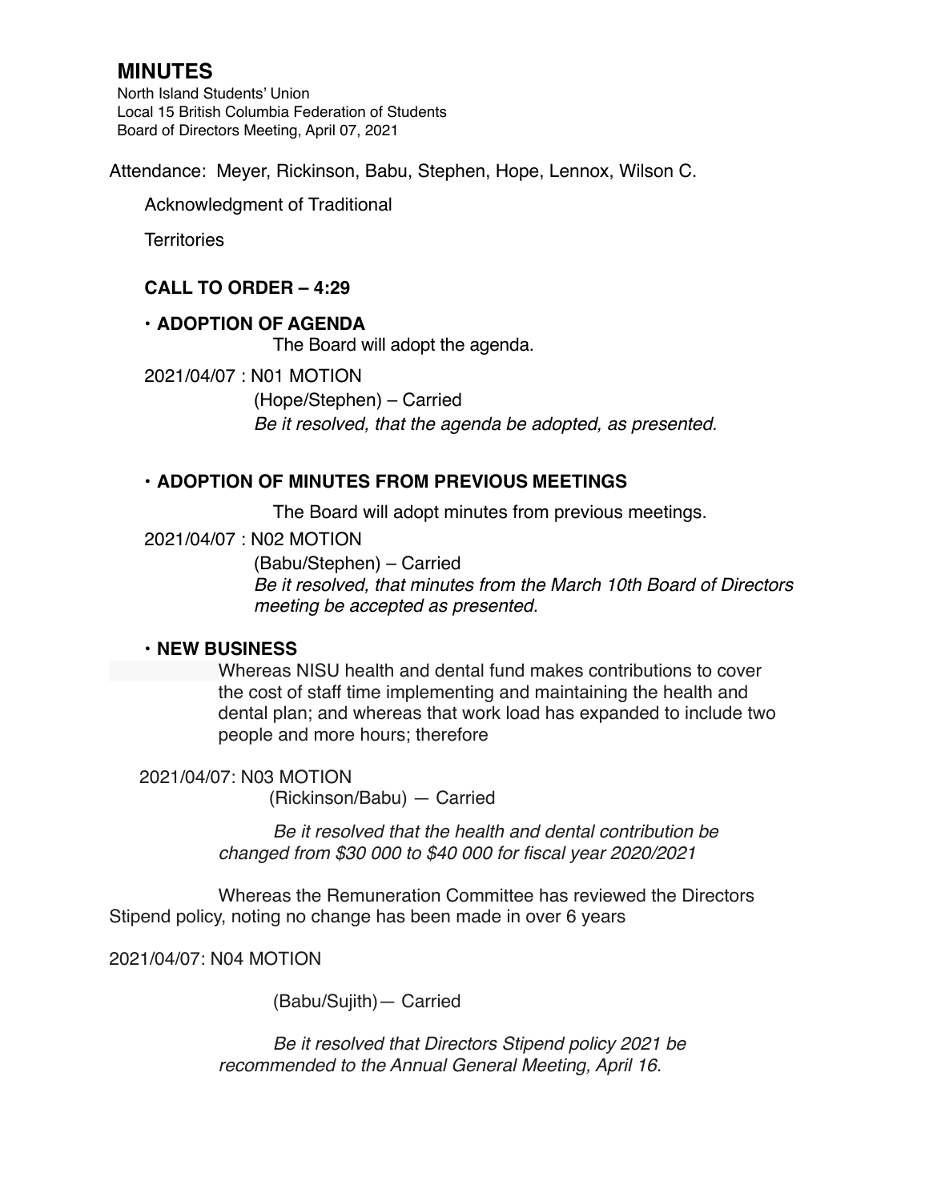# MINUTES

North Island Students' Union
Local 15 British Columbia Federation of Students
Board of Directors Meeting, April 07, 2021

Attendance: Meyer, Rickinson, Babu, Stephen, Hope, Lennox, Wilson C.

Acknowledgment of Traditional

Territories

**CALL TO ORDER – 4:29**

- **ADOPTION OF AGENDA**

  The Board will adopt the agenda.

2021/04/07 : N01 MOTION

(Hope/Stephen) – Carried

*Be it resolved, that the agenda be adopted, as presented.*

- **ADOPTION OF MINUTES FROM PREVIOUS MEETINGS**

  The Board will adopt minutes from previous meetings.

2021/04/07 : N02 MOTION

(Babu/Stephen) – Carried

*Be it resolved, that minutes from the March 10th Board of Directors meeting be accepted as presented.*

- **NEW BUSINESS**

  Whereas NISU health and dental fund makes contributions to cover the cost of staff time implementing and maintaining the health and dental plan; and whereas that work load has expanded to include two people and more hours; therefore

2021/04/07: N03 MOTION

(Rickinson/Babu) — Carried

*Be it resolved that the health and dental contribution be changed from $30 000 to $40 000 for fiscal year 2020/2021*

Whereas the Remuneration Committee has reviewed the Directors Stipend policy, noting no change has been made in over 6 years

2021/04/07: N04 MOTION

(Babu/Sujith)— Carried

*Be it resolved that Directors Stipend policy 2021 be recommended to the Annual General Meeting, April 16.*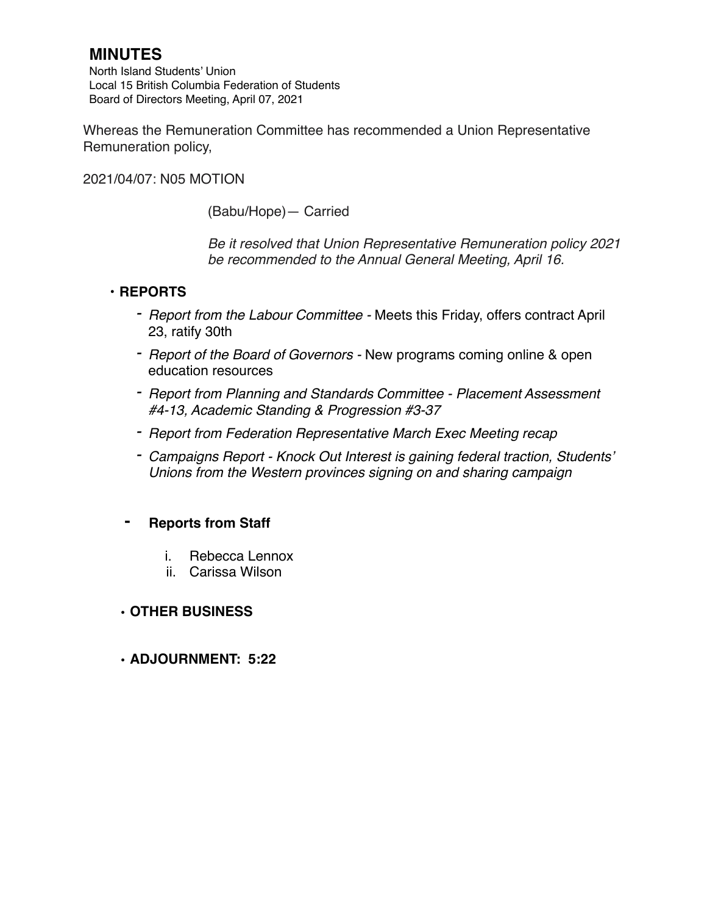# MINUTES

North Island Students' Union
Local 15 British Columbia Federation of Students
Board of Directors Meeting, April 07, 2021

Whereas the Remuneration Committee has recommended a Union Representative Remuneration policy,

2021/04/07: N05 MOTION

(Babu/Hope)— Carried

*Be it resolved that Union Representative Remuneration policy 2021 be recommended to the Annual General Meeting, April 16.*

- **REPORTS**
  - *Report from the Labour Committee* - Meets this Friday, offers contract April 23, ratify 30th
  - *Report of the Board of Governors* - New programs coming online & open education resources
  - *Report from Planning and Standards Committee - Placement Assessment #4-13, Academic Standing & Progression #3-37*
  - *Report from Federation Representative March Exec Meeting recap*
  - *Campaigns Report - Knock Out Interest is gaining federal traction, Students' Unions from the Western provinces signing on and sharing campaign*

- **Reports from Staff**
  i. Rebecca Lennox
  ii. Carissa Wilson

- **OTHER BUSINESS**

- **ADJOURNMENT: 5:22**